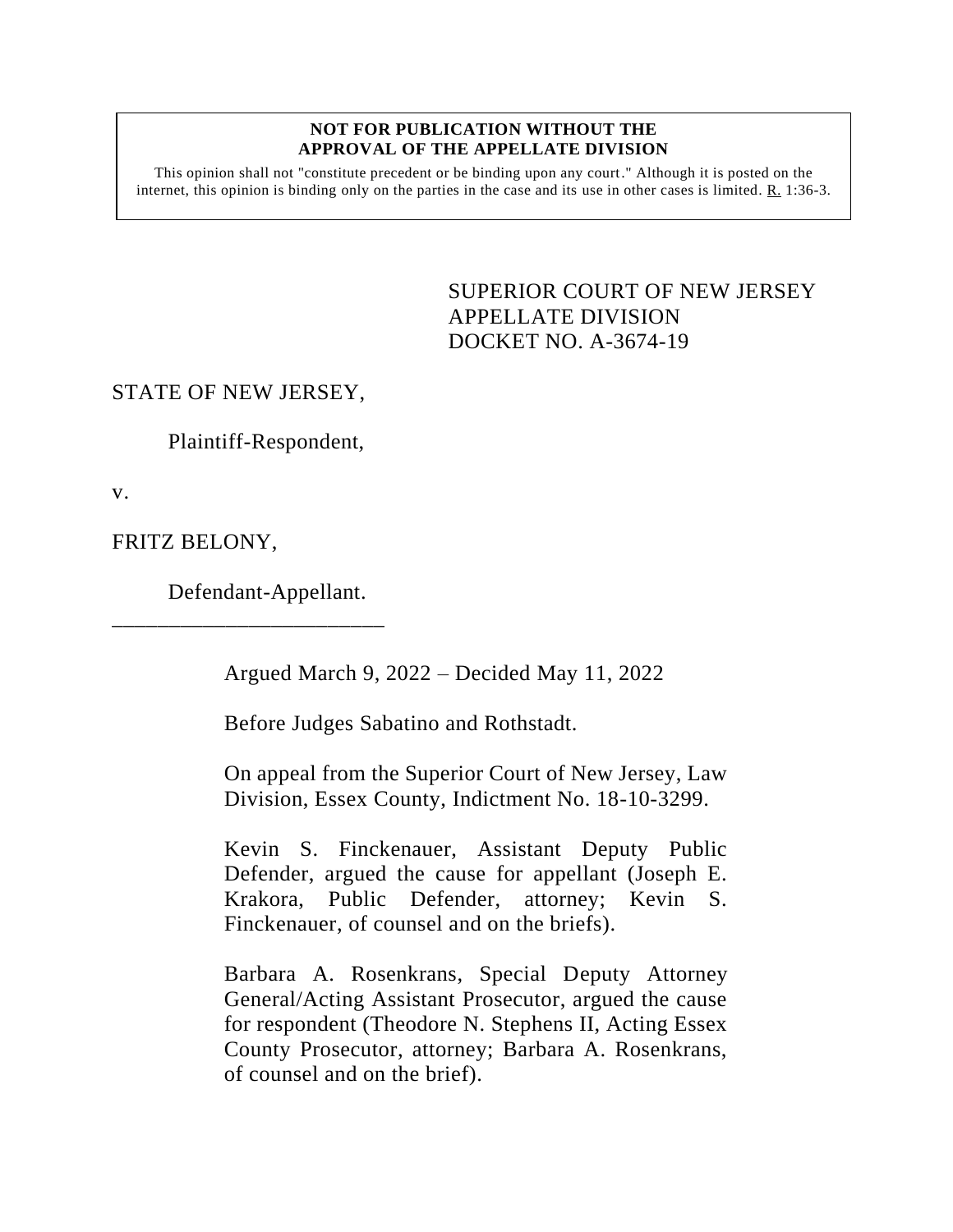**NOT FOR PUBLICATION WITHOUT THE APPROVAL OF THE APPELLATE DIVISION**

This opinion shall not "constitute precedent or be binding upon any court." Although it is posted on the internet, this opinion is binding only on the parties in the case and its use in other cases is limited. R. 1:36-3.

SUPERIOR COURT OF NEW JERSEY
APPELLATE DIVISION
DOCKET NO. A-3674-19

STATE OF NEW JERSEY,

Plaintiff-Respondent,

v.

FRITZ BELONY,

Defendant-Appellant.

\_\_\_\_\_\_\_\_\_\_\_\_\_\_\_\_\_\_\_\_\_\_\_\_\_

Argued March 9, 2022 – Decided May 11, 2022

Before Judges Sabatino and Rothstadt.

On appeal from the Superior Court of New Jersey, Law Division, Essex County, Indictment No. 18-10-3299.

Kevin S. Finckenauer, Assistant Deputy Public Defender, argued the cause for appellant (Joseph E. Krakora, Public Defender, attorney; Kevin S. Finckenauer, of counsel and on the briefs).

Barbara A. Rosenkrans, Special Deputy Attorney General/Acting Assistant Prosecutor, argued the cause for respondent (Theodore N. Stephens II, Acting Essex County Prosecutor, attorney; Barbara A. Rosenkrans, of counsel and on the brief).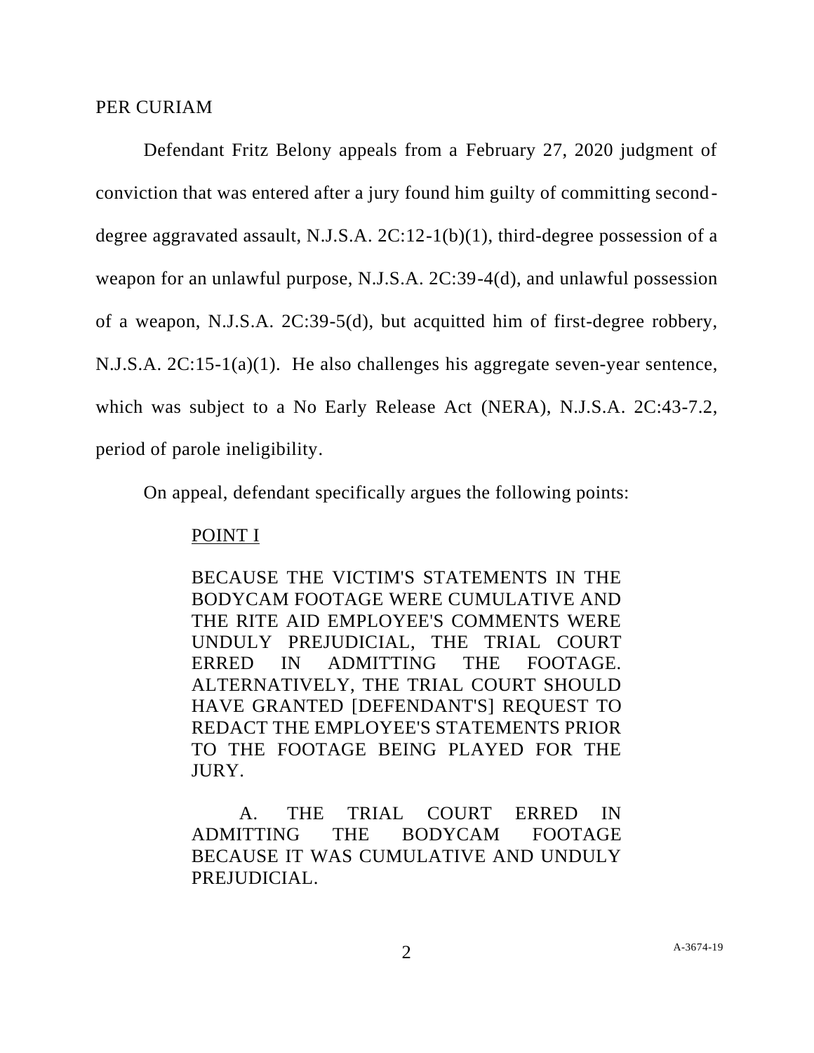PER CURIAM

Defendant Fritz Belony appeals from a February 27, 2020 judgment of conviction that was entered after a jury found him guilty of committing second-degree aggravated assault, N.J.S.A. 2C:12-1(b)(1), third-degree possession of a weapon for an unlawful purpose, N.J.S.A. 2C:39-4(d), and unlawful possession of a weapon, N.J.S.A. 2C:39-5(d), but acquitted him of first-degree robbery, N.J.S.A. 2C:15-1(a)(1). He also challenges his aggregate seven-year sentence, which was subject to a No Early Release Act (NERA), N.J.S.A. 2C:43-7.2, period of parole ineligibility.

On appeal, defendant specifically argues the following points:

> <u>POINT I</u>
>
> BECAUSE THE VICTIM'S STATEMENTS IN THE BODYCAM FOOTAGE WERE CUMULATIVE AND THE RITE AID EMPLOYEE'S COMMENTS WERE UNDULY PREJUDICIAL, THE TRIAL COURT ERRED IN ADMITTING THE FOOTAGE. ALTERNATIVELY, THE TRIAL COURT SHOULD HAVE GRANTED [DEFENDANT'S] REQUEST TO REDACT THE EMPLOYEE'S STATEMENTS PRIOR TO THE FOOTAGE BEING PLAYED FOR THE JURY.
>
> A. THE TRIAL COURT ERRED IN ADMITTING THE BODYCAM FOOTAGE BECAUSE IT WAS CUMULATIVE AND UNDULY PREJUDICIAL.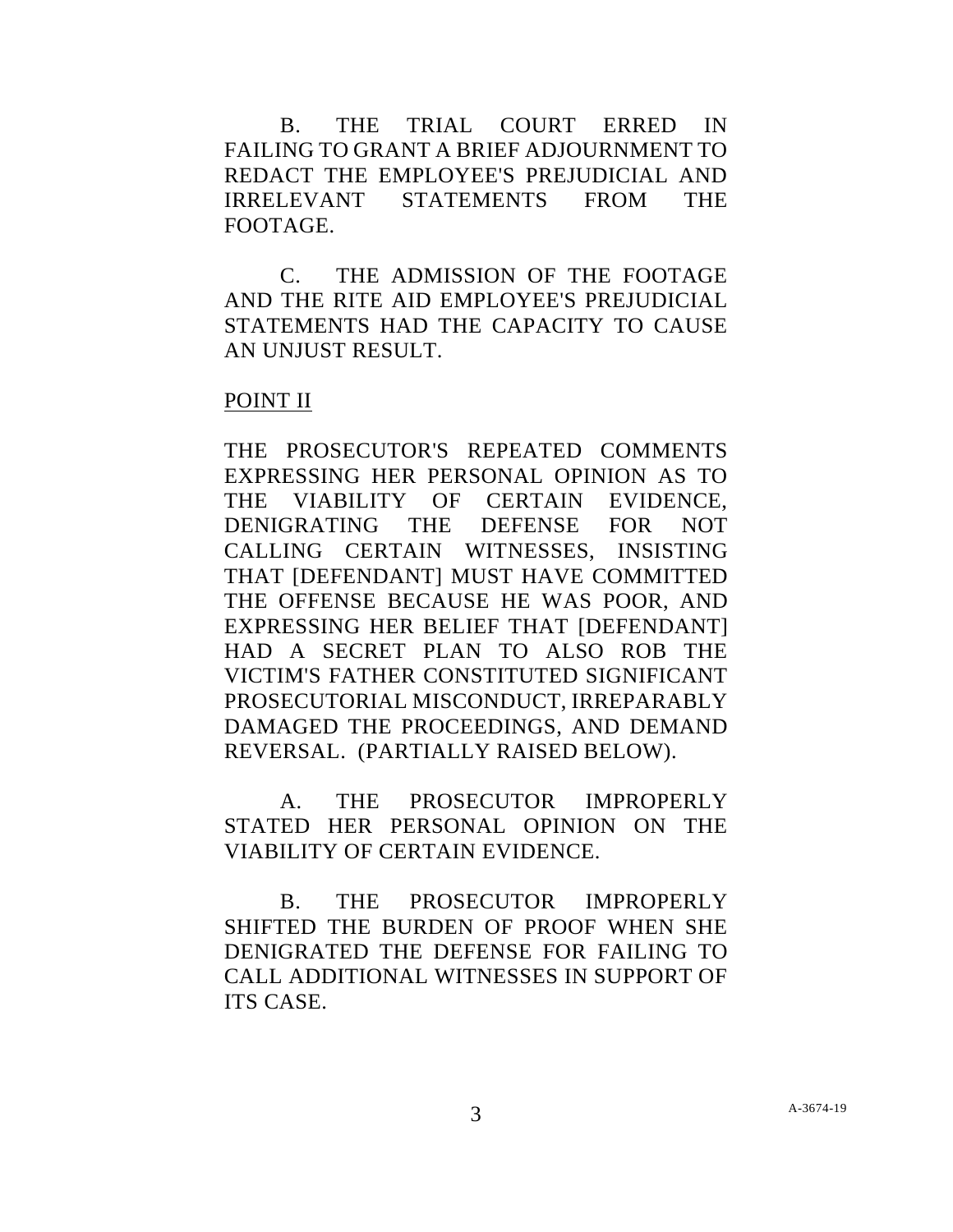B. THE TRIAL COURT ERRED IN FAILING TO GRANT A BRIEF ADJOURNMENT TO REDACT THE EMPLOYEE'S PREJUDICIAL AND IRRELEVANT STATEMENTS FROM THE FOOTAGE.

C. THE ADMISSION OF THE FOOTAGE AND THE RITE AID EMPLOYEE'S PREJUDICIAL STATEMENTS HAD THE CAPACITY TO CAUSE AN UNJUST RESULT.

POINT II

THE PROSECUTOR'S REPEATED COMMENTS EXPRESSING HER PERSONAL OPINION AS TO THE VIABILITY OF CERTAIN EVIDENCE, DENIGRATING THE DEFENSE FOR NOT CALLING CERTAIN WITNESSES, INSISTING THAT [DEFENDANT] MUST HAVE COMMITTED THE OFFENSE BECAUSE HE WAS POOR, AND EXPRESSING HER BELIEF THAT [DEFENDANT] HAD A SECRET PLAN TO ALSO ROB THE VICTIM'S FATHER CONSTITUTED SIGNIFICANT PROSECUTORIAL MISCONDUCT, IRREPARABLY DAMAGED THE PROCEEDINGS, AND DEMAND REVERSAL. (PARTIALLY RAISED BELOW).

A. THE PROSECUTOR IMPROPERLY STATED HER PERSONAL OPINION ON THE VIABILITY OF CERTAIN EVIDENCE.

B. THE PROSECUTOR IMPROPERLY SHIFTED THE BURDEN OF PROOF WHEN SHE DENIGRATED THE DEFENSE FOR FAILING TO CALL ADDITIONAL WITNESSES IN SUPPORT OF ITS CASE.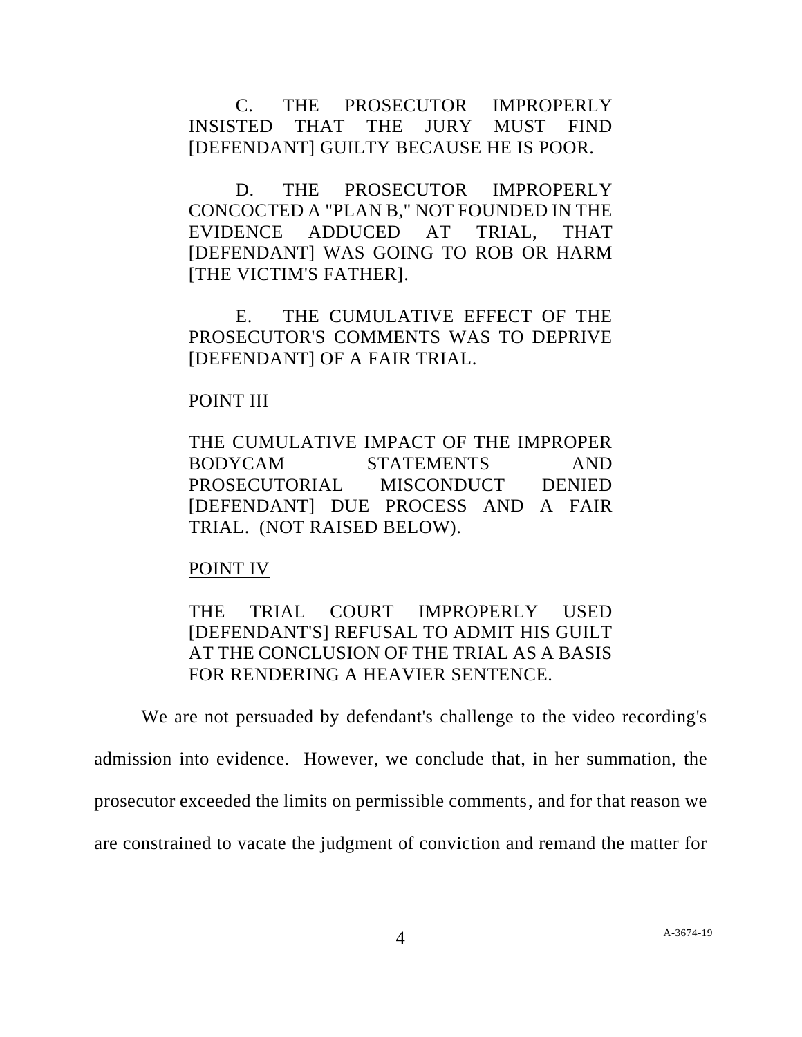C. THE PROSECUTOR IMPROPERLY INSISTED THAT THE JURY MUST FIND [DEFENDANT] GUILTY BECAUSE HE IS POOR.

D. THE PROSECUTOR IMPROPERLY CONCOCTED A "PLAN B," NOT FOUNDED IN THE EVIDENCE ADDUCED AT TRIAL, THAT [DEFENDANT] WAS GOING TO ROB OR HARM [THE VICTIM'S FATHER].

E. THE CUMULATIVE EFFECT OF THE PROSECUTOR'S COMMENTS WAS TO DEPRIVE [DEFENDANT] OF A FAIR TRIAL.

POINT III

THE CUMULATIVE IMPACT OF THE IMPROPER BODYCAM STATEMENTS AND PROSECUTORIAL MISCONDUCT DENIED [DEFENDANT] DUE PROCESS AND A FAIR TRIAL. (NOT RAISED BELOW).

POINT IV

THE TRIAL COURT IMPROPERLY USED [DEFENDANT'S] REFUSAL TO ADMIT HIS GUILT AT THE CONCLUSION OF THE TRIAL AS A BASIS FOR RENDERING A HEAVIER SENTENCE.

We are not persuaded by defendant's challenge to the video recording's admission into evidence. However, we conclude that, in her summation, the prosecutor exceeded the limits on permissible comments, and for that reason we are constrained to vacate the judgment of conviction and remand the matter for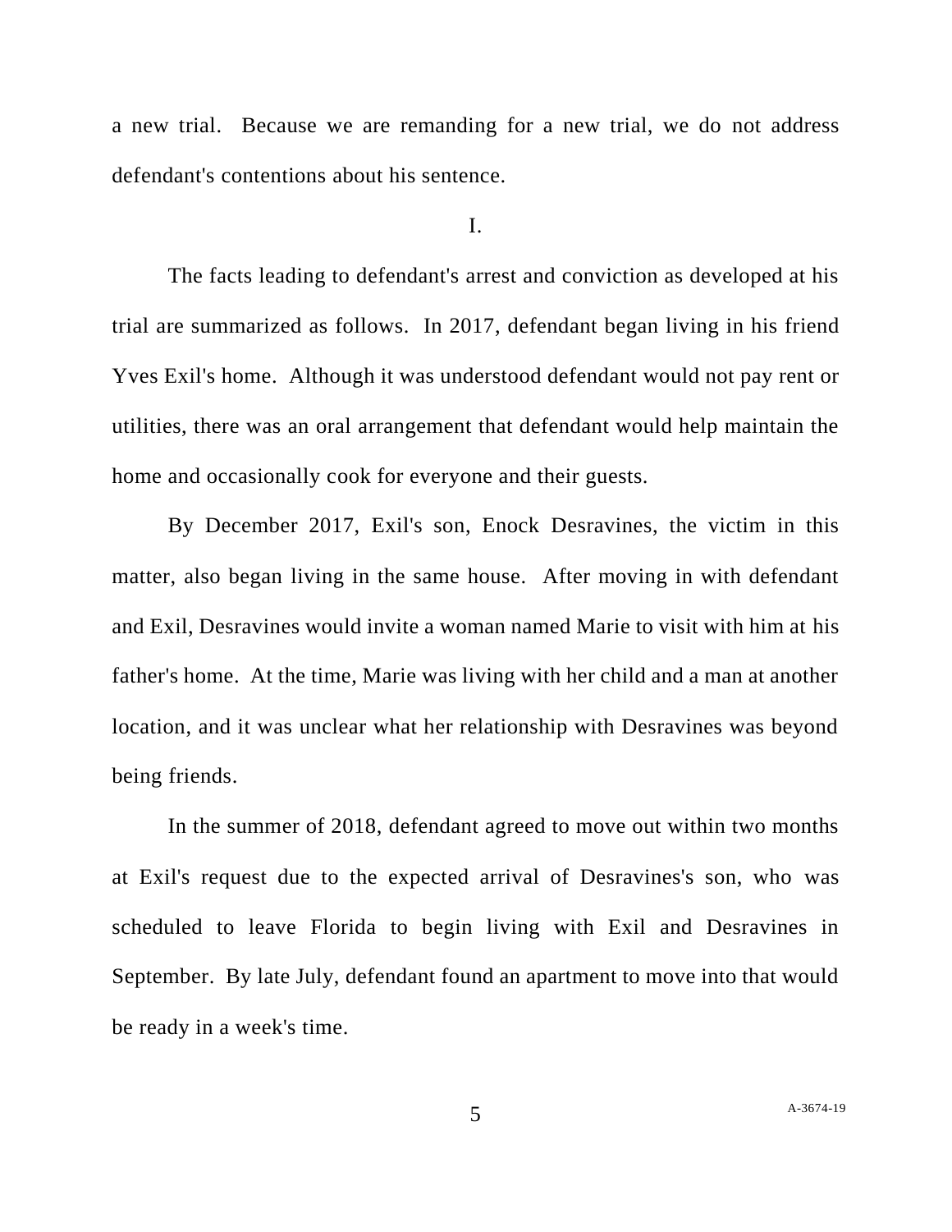a new trial. Because we are remanding for a new trial, we do not address defendant's contentions about his sentence.

I.

The facts leading to defendant's arrest and conviction as developed at his trial are summarized as follows. In 2017, defendant began living in his friend Yves Exil's home. Although it was understood defendant would not pay rent or utilities, there was an oral arrangement that defendant would help maintain the home and occasionally cook for everyone and their guests.

By December 2017, Exil's son, Enock Desravines, the victim in this matter, also began living in the same house. After moving in with defendant and Exil, Desravines would invite a woman named Marie to visit with him at his father's home. At the time, Marie was living with her child and a man at another location, and it was unclear what her relationship with Desravines was beyond being friends.

In the summer of 2018, defendant agreed to move out within two months at Exil's request due to the expected arrival of Desravines's son, who was scheduled to leave Florida to begin living with Exil and Desravines in September. By late July, defendant found an apartment to move into that would be ready in a week's time.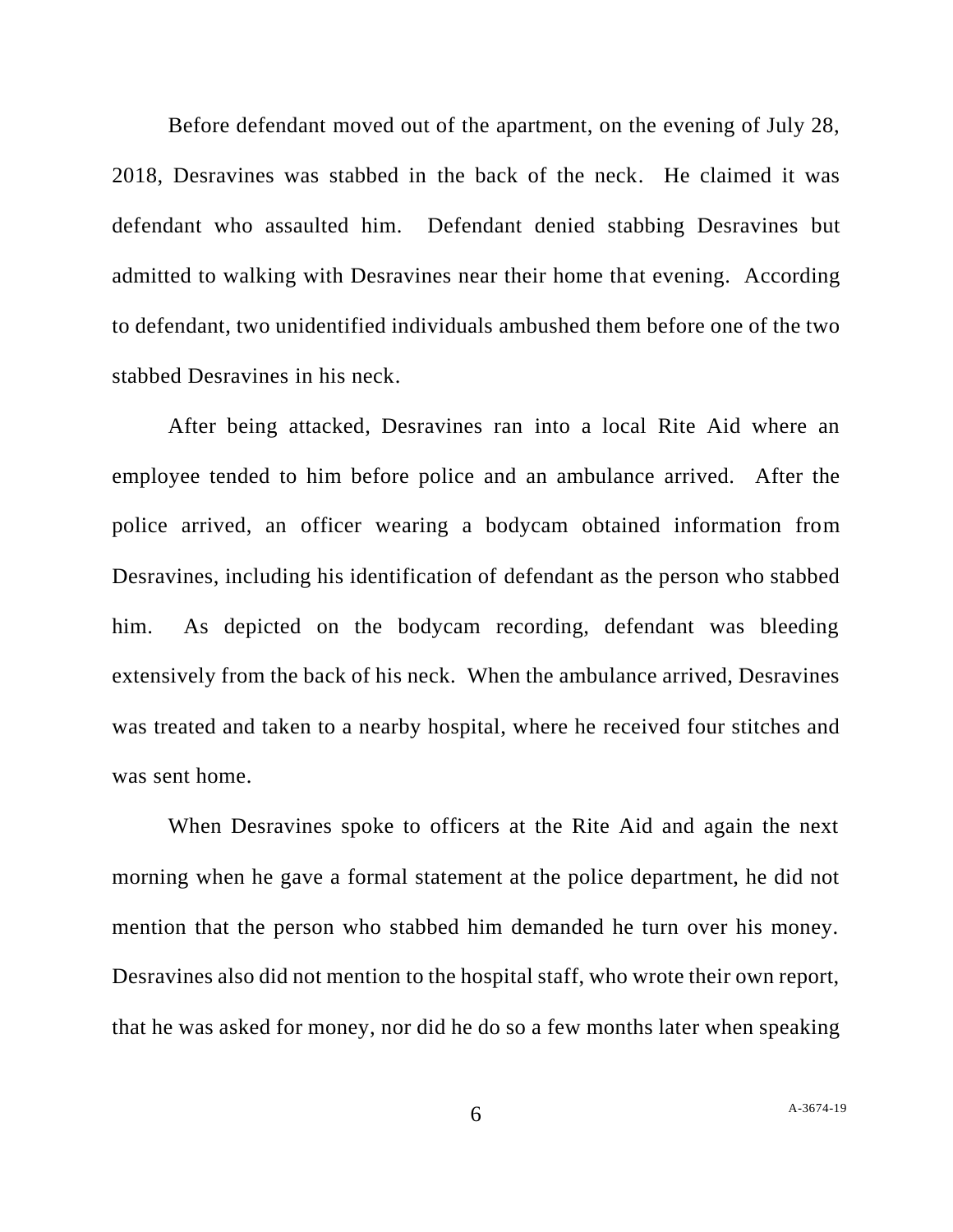Before defendant moved out of the apartment, on the evening of July 28, 2018, Desravines was stabbed in the back of the neck. He claimed it was defendant who assaulted him. Defendant denied stabbing Desravines but admitted to walking with Desravines near their home that evening. According to defendant, two unidentified individuals ambushed them before one of the two stabbed Desravines in his neck.

After being attacked, Desravines ran into a local Rite Aid where an employee tended to him before police and an ambulance arrived. After the police arrived, an officer wearing a bodycam obtained information from Desravines, including his identification of defendant as the person who stabbed him. As depicted on the bodycam recording, defendant was bleeding extensively from the back of his neck. When the ambulance arrived, Desravines was treated and taken to a nearby hospital, where he received four stitches and was sent home.

When Desravines spoke to officers at the Rite Aid and again the next morning when he gave a formal statement at the police department, he did not mention that the person who stabbed him demanded he turn over his money. Desravines also did not mention to the hospital staff, who wrote their own report, that he was asked for money, nor did he do so a few months later when speaking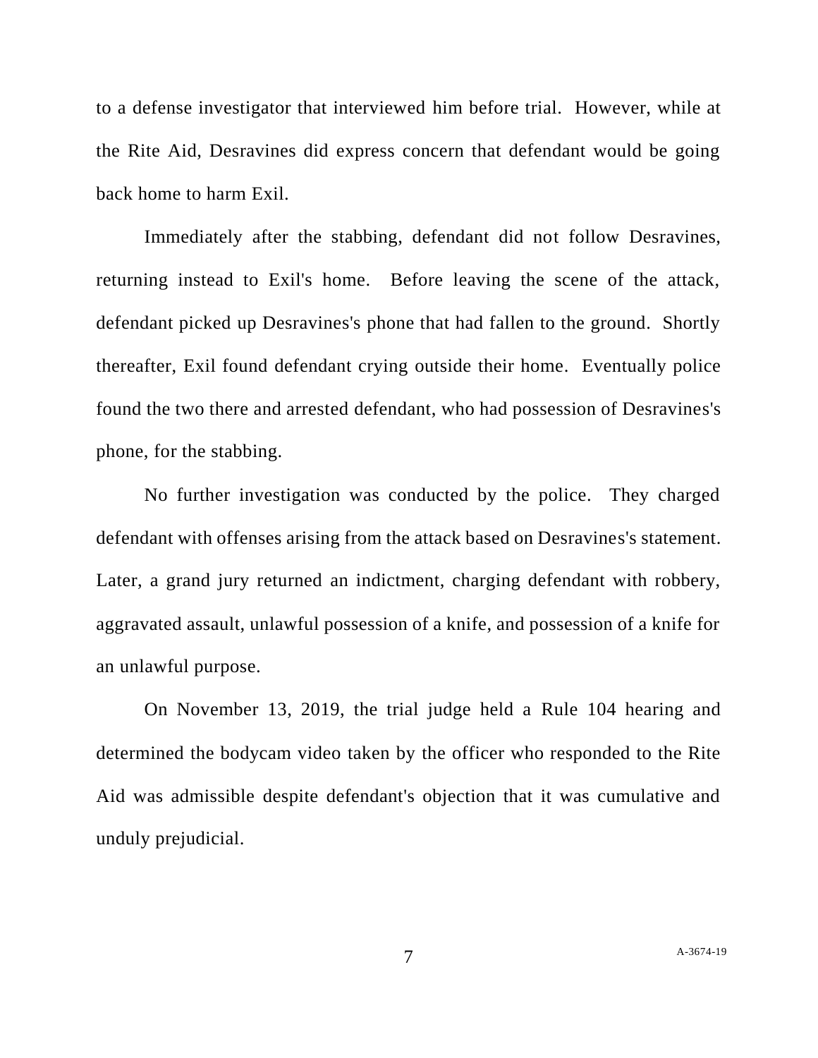to a defense investigator that interviewed him before trial. However, while at the Rite Aid, Desravines did express concern that defendant would be going back home to harm Exil.

Immediately after the stabbing, defendant did not follow Desravines, returning instead to Exil's home. Before leaving the scene of the attack, defendant picked up Desravines's phone that had fallen to the ground. Shortly thereafter, Exil found defendant crying outside their home. Eventually police found the two there and arrested defendant, who had possession of Desravines's phone, for the stabbing.

No further investigation was conducted by the police. They charged defendant with offenses arising from the attack based on Desravines's statement. Later, a grand jury returned an indictment, charging defendant with robbery, aggravated assault, unlawful possession of a knife, and possession of a knife for an unlawful purpose.

On November 13, 2019, the trial judge held a Rule 104 hearing and determined the bodycam video taken by the officer who responded to the Rite Aid was admissible despite defendant's objection that it was cumulative and unduly prejudicial.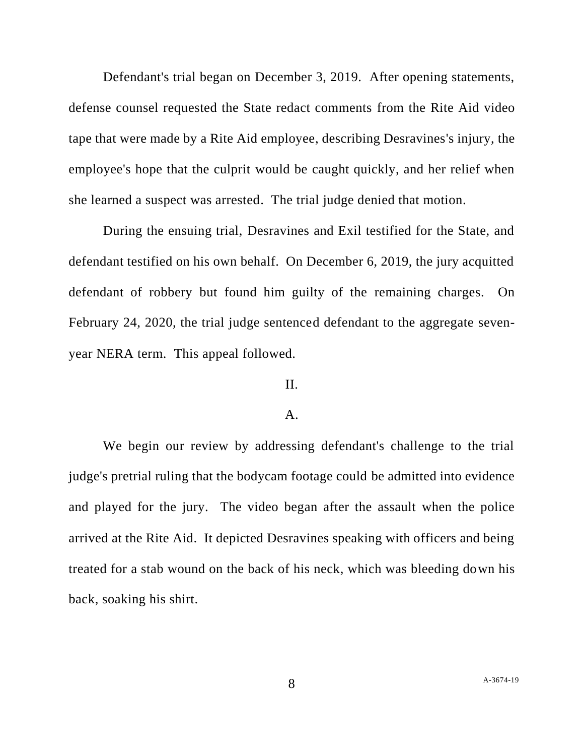Defendant's trial began on December 3, 2019. After opening statements, defense counsel requested the State redact comments from the Rite Aid video tape that were made by a Rite Aid employee, describing Desravines's injury, the employee's hope that the culprit would be caught quickly, and her relief when she learned a suspect was arrested. The trial judge denied that motion.

During the ensuing trial, Desravines and Exil testified for the State, and defendant testified on his own behalf. On December 6, 2019, the jury acquitted defendant of robbery but found him guilty of the remaining charges. On February 24, 2020, the trial judge sentenced defendant to the aggregate seven-year NERA term. This appeal followed.

## II.

### A.

We begin our review by addressing defendant's challenge to the trial judge's pretrial ruling that the bodycam footage could be admitted into evidence and played for the jury. The video began after the assault when the police arrived at the Rite Aid. It depicted Desravines speaking with officers and being treated for a stab wound on the back of his neck, which was bleeding down his back, soaking his shirt.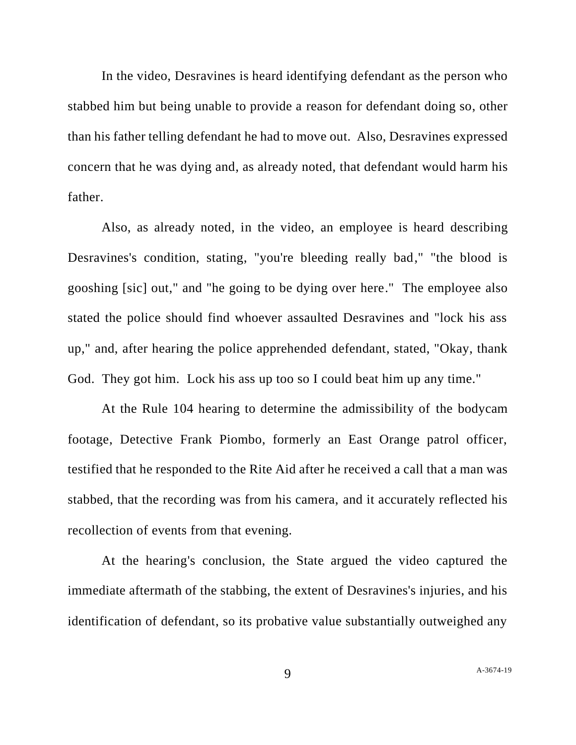In the video, Desravines is heard identifying defendant as the person who stabbed him but being unable to provide a reason for defendant doing so, other than his father telling defendant he had to move out. Also, Desravines expressed concern that he was dying and, as already noted, that defendant would harm his father.

Also, as already noted, in the video, an employee is heard describing Desravines's condition, stating, "you're bleeding really bad," "the blood is gooshing [sic] out," and "he going to be dying over here." The employee also stated the police should find whoever assaulted Desravines and "lock his ass up," and, after hearing the police apprehended defendant, stated, "Okay, thank God. They got him. Lock his ass up too so I could beat him up any time."

At the Rule 104 hearing to determine the admissibility of the bodycam footage, Detective Frank Piombo, formerly an East Orange patrol officer, testified that he responded to the Rite Aid after he received a call that a man was stabbed, that the recording was from his camera, and it accurately reflected his recollection of events from that evening.

At the hearing's conclusion, the State argued the video captured the immediate aftermath of the stabbing, the extent of Desravines's injuries, and his identification of defendant, so its probative value substantially outweighed any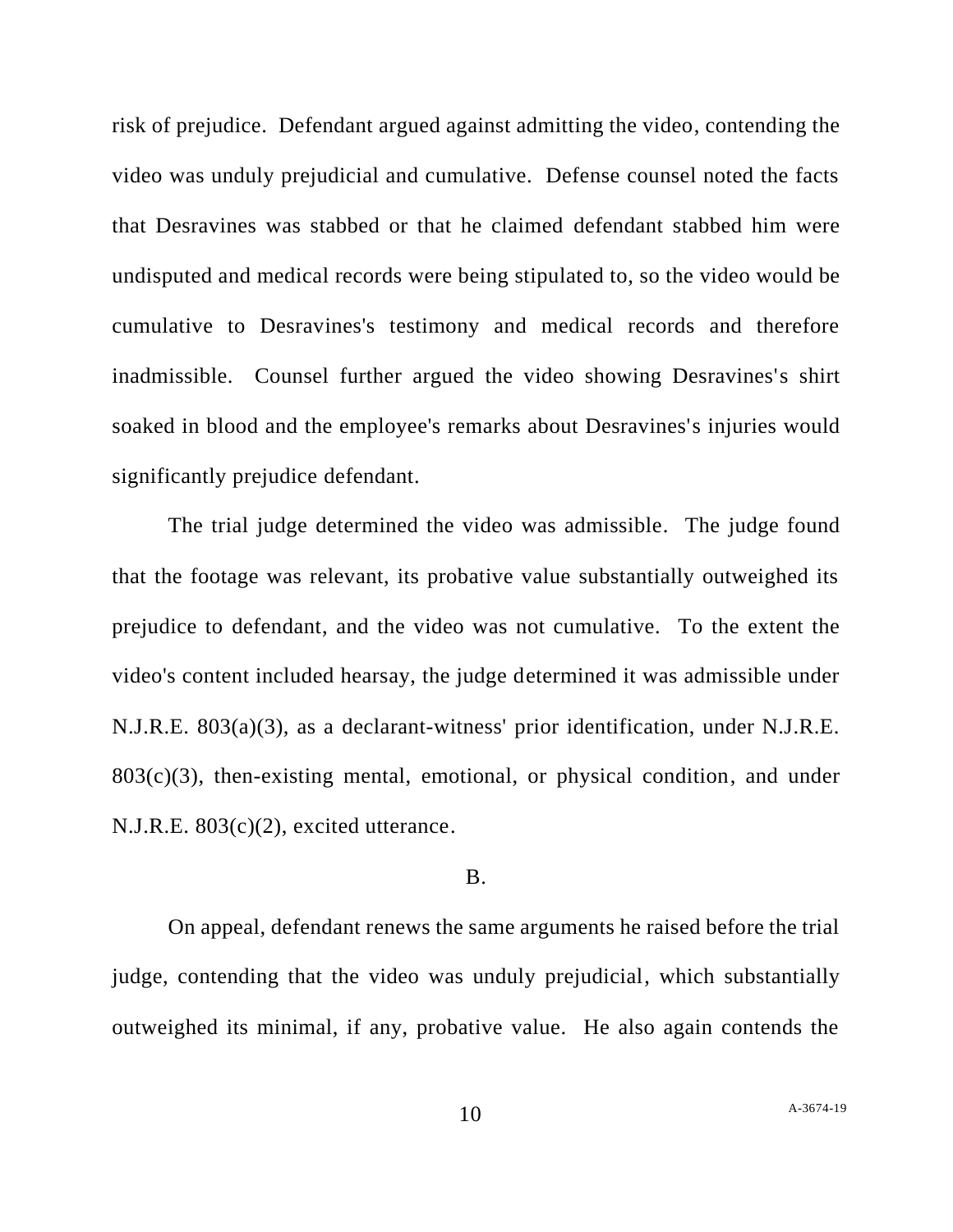risk of prejudice. Defendant argued against admitting the video, contending the video was unduly prejudicial and cumulative. Defense counsel noted the facts that Desravines was stabbed or that he claimed defendant stabbed him were undisputed and medical records were being stipulated to, so the video would be cumulative to Desravines's testimony and medical records and therefore inadmissible. Counsel further argued the video showing Desravines's shirt soaked in blood and the employee's remarks about Desravines's injuries would significantly prejudice defendant.

The trial judge determined the video was admissible. The judge found that the footage was relevant, its probative value substantially outweighed its prejudice to defendant, and the video was not cumulative. To the extent the video's content included hearsay, the judge determined it was admissible under N.J.R.E. 803(a)(3), as a declarant-witness' prior identification, under N.J.R.E. 803(c)(3), then-existing mental, emotional, or physical condition, and under N.J.R.E. 803(c)(2), excited utterance.

B.

On appeal, defendant renews the same arguments he raised before the trial judge, contending that the video was unduly prejudicial, which substantially outweighed its minimal, if any, probative value. He also again contends the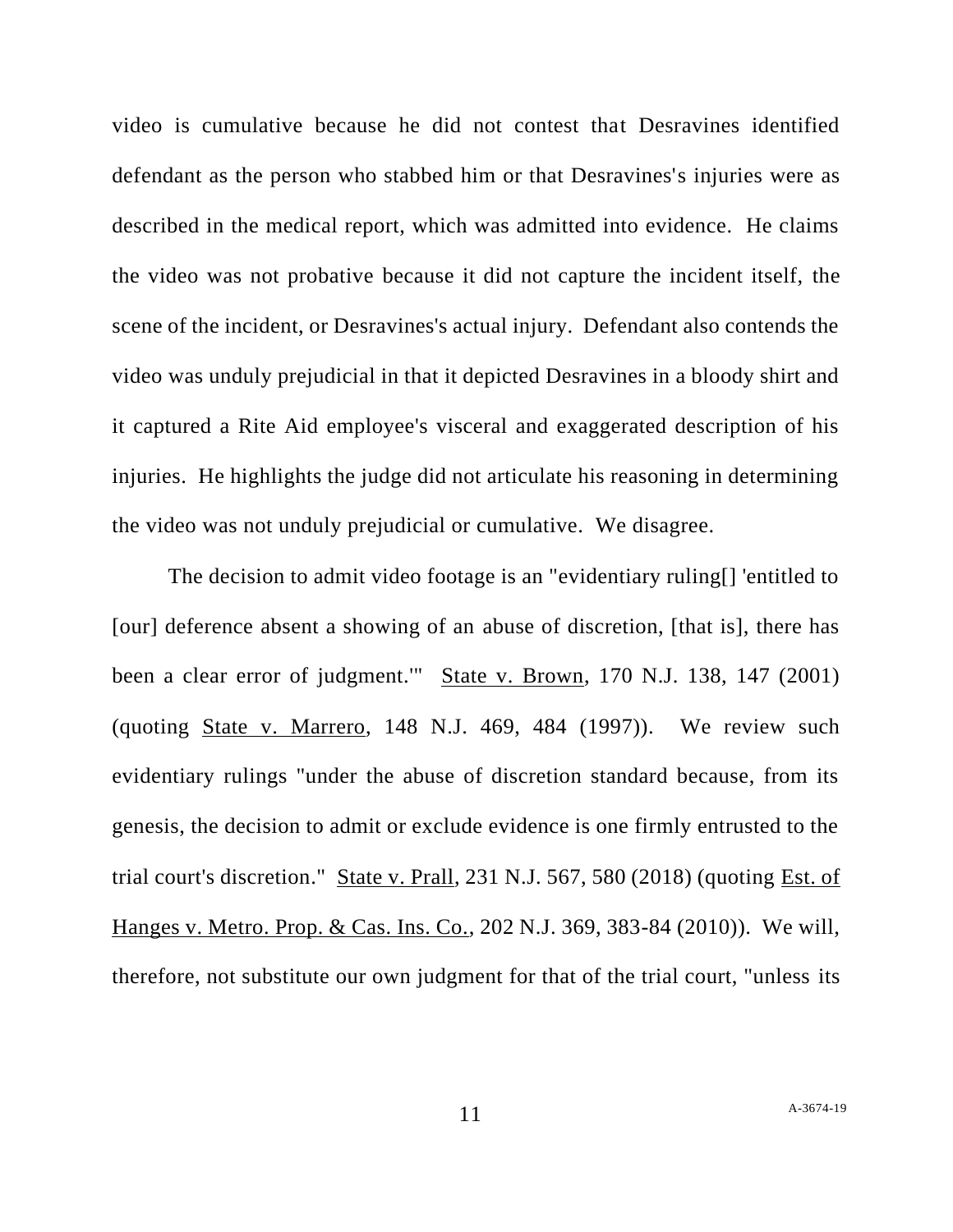video is cumulative because he did not contest that Desravines identified defendant as the person who stabbed him or that Desravines's injuries were as described in the medical report, which was admitted into evidence. He claims the video was not probative because it did not capture the incident itself, the scene of the incident, or Desravines's actual injury. Defendant also contends the video was unduly prejudicial in that it depicted Desravines in a bloody shirt and it captured a Rite Aid employee's visceral and exaggerated description of his injuries. He highlights the judge did not articulate his reasoning in determining the video was not unduly prejudicial or cumulative. We disagree.

The decision to admit video footage is an "evidentiary ruling[] 'entitled to [our] deference absent a showing of an abuse of discretion, [that is], there has been a clear error of judgment.'" State v. Brown, 170 N.J. 138, 147 (2001) (quoting State v. Marrero, 148 N.J. 469, 484 (1997)). We review such evidentiary rulings "under the abuse of discretion standard because, from its genesis, the decision to admit or exclude evidence is one firmly entrusted to the trial court's discretion." State v. Prall, 231 N.J. 567, 580 (2018) (quoting Est. of Hanges v. Metro. Prop. & Cas. Ins. Co., 202 N.J. 369, 383-84 (2010)). We will, therefore, not substitute our own judgment for that of the trial court, "unless its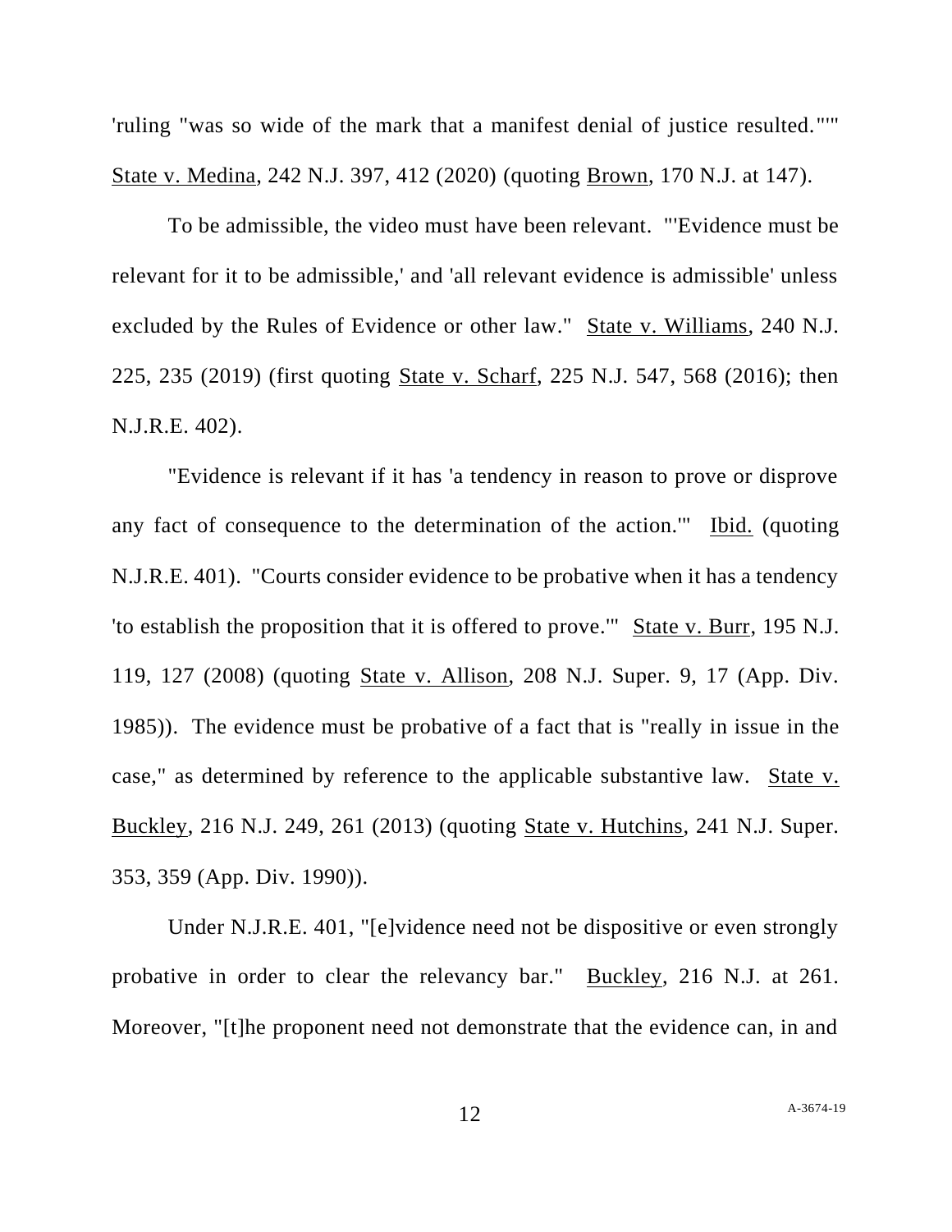'ruling "was so wide of the mark that a manifest denial of justice resulted."'" State v. Medina, 242 N.J. 397, 412 (2020) (quoting Brown, 170 N.J. at 147).

To be admissible, the video must have been relevant. "'Evidence must be relevant for it to be admissible,' and 'all relevant evidence is admissible' unless excluded by the Rules of Evidence or other law." State v. Williams, 240 N.J. 225, 235 (2019) (first quoting State v. Scharf, 225 N.J. 547, 568 (2016); then N.J.R.E. 402).

"Evidence is relevant if it has 'a tendency in reason to prove or disprove any fact of consequence to the determination of the action.'" Ibid. (quoting N.J.R.E. 401). "Courts consider evidence to be probative when it has a tendency 'to establish the proposition that it is offered to prove.'" State v. Burr, 195 N.J. 119, 127 (2008) (quoting State v. Allison, 208 N.J. Super. 9, 17 (App. Div. 1985)). The evidence must be probative of a fact that is "really in issue in the case," as determined by reference to the applicable substantive law. State v. Buckley, 216 N.J. 249, 261 (2013) (quoting State v. Hutchins, 241 N.J. Super. 353, 359 (App. Div. 1990)).

Under N.J.R.E. 401, "[e]vidence need not be dispositive or even strongly probative in order to clear the relevancy bar." Buckley, 216 N.J. at 261. Moreover, "[t]he proponent need not demonstrate that the evidence can, in and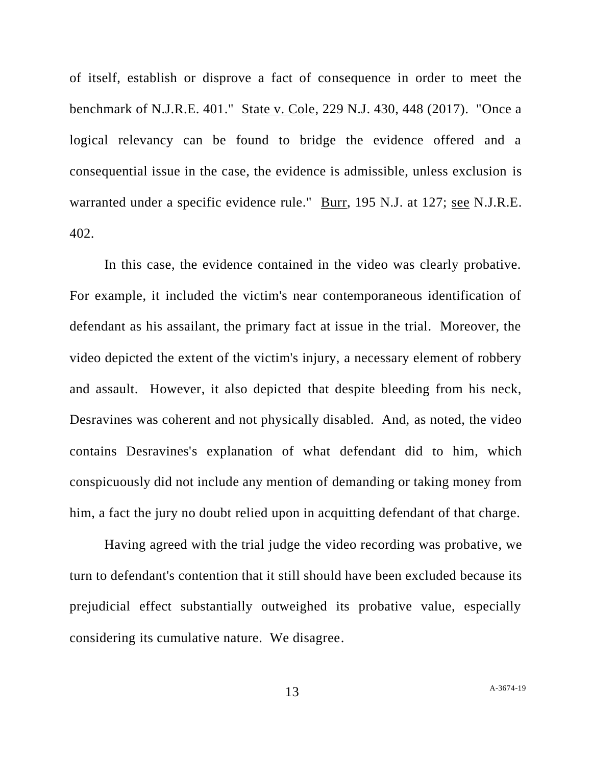of itself, establish or disprove a fact of consequence in order to meet the benchmark of N.J.R.E. 401." State v. Cole, 229 N.J. 430, 448 (2017). "Once a logical relevancy can be found to bridge the evidence offered and a consequential issue in the case, the evidence is admissible, unless exclusion is warranted under a specific evidence rule." Burr, 195 N.J. at 127; see N.J.R.E. 402.

In this case, the evidence contained in the video was clearly probative. For example, it included the victim's near contemporaneous identification of defendant as his assailant, the primary fact at issue in the trial. Moreover, the video depicted the extent of the victim's injury, a necessary element of robbery and assault. However, it also depicted that despite bleeding from his neck, Desravines was coherent and not physically disabled. And, as noted, the video contains Desravines's explanation of what defendant did to him, which conspicuously did not include any mention of demanding or taking money from him, a fact the jury no doubt relied upon in acquitting defendant of that charge.

Having agreed with the trial judge the video recording was probative, we turn to defendant's contention that it still should have been excluded because its prejudicial effect substantially outweighed its probative value, especially considering its cumulative nature. We disagree.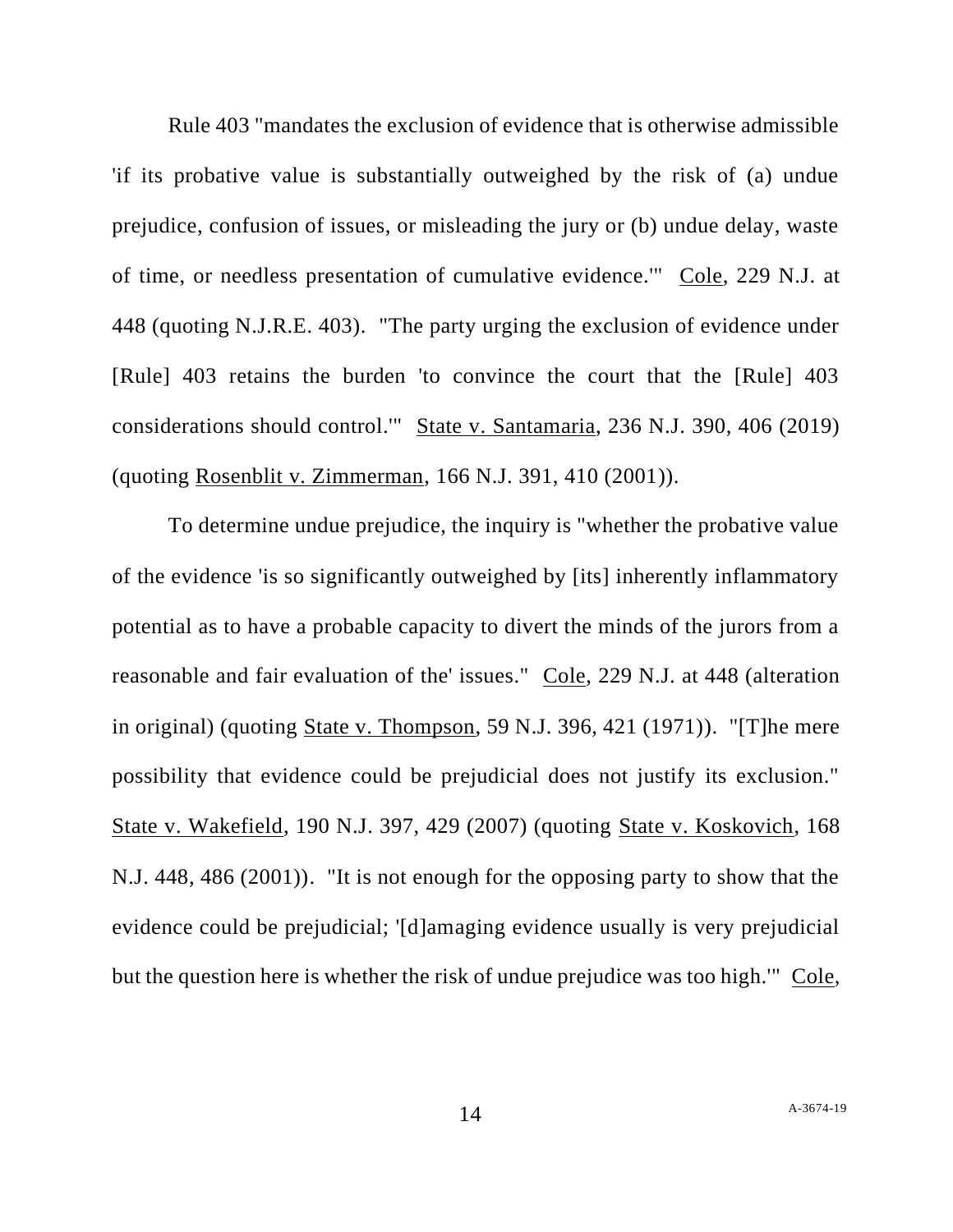Rule 403 "mandates the exclusion of evidence that is otherwise admissible 'if its probative value is substantially outweighed by the risk of (a) undue prejudice, confusion of issues, or misleading the jury or (b) undue delay, waste of time, or needless presentation of cumulative evidence.'" Cole, 229 N.J. at 448 (quoting N.J.R.E. 403). "The party urging the exclusion of evidence under [Rule] 403 retains the burden 'to convince the court that the [Rule] 403 considerations should control.'" State v. Santamaria, 236 N.J. 390, 406 (2019) (quoting Rosenblit v. Zimmerman, 166 N.J. 391, 410 (2001)).

To determine undue prejudice, the inquiry is "whether the probative value of the evidence 'is so significantly outweighed by [its] inherently inflammatory potential as to have a probable capacity to divert the minds of the jurors from a reasonable and fair evaluation of the' issues." Cole, 229 N.J. at 448 (alteration in original) (quoting State v. Thompson, 59 N.J. 396, 421 (1971)). "[T]he mere possibility that evidence could be prejudicial does not justify its exclusion." State v. Wakefield, 190 N.J. 397, 429 (2007) (quoting State v. Koskovich, 168 N.J. 448, 486 (2001)). "It is not enough for the opposing party to show that the evidence could be prejudicial; '[d]amaging evidence usually is very prejudicial but the question here is whether the risk of undue prejudice was too high.'" Cole,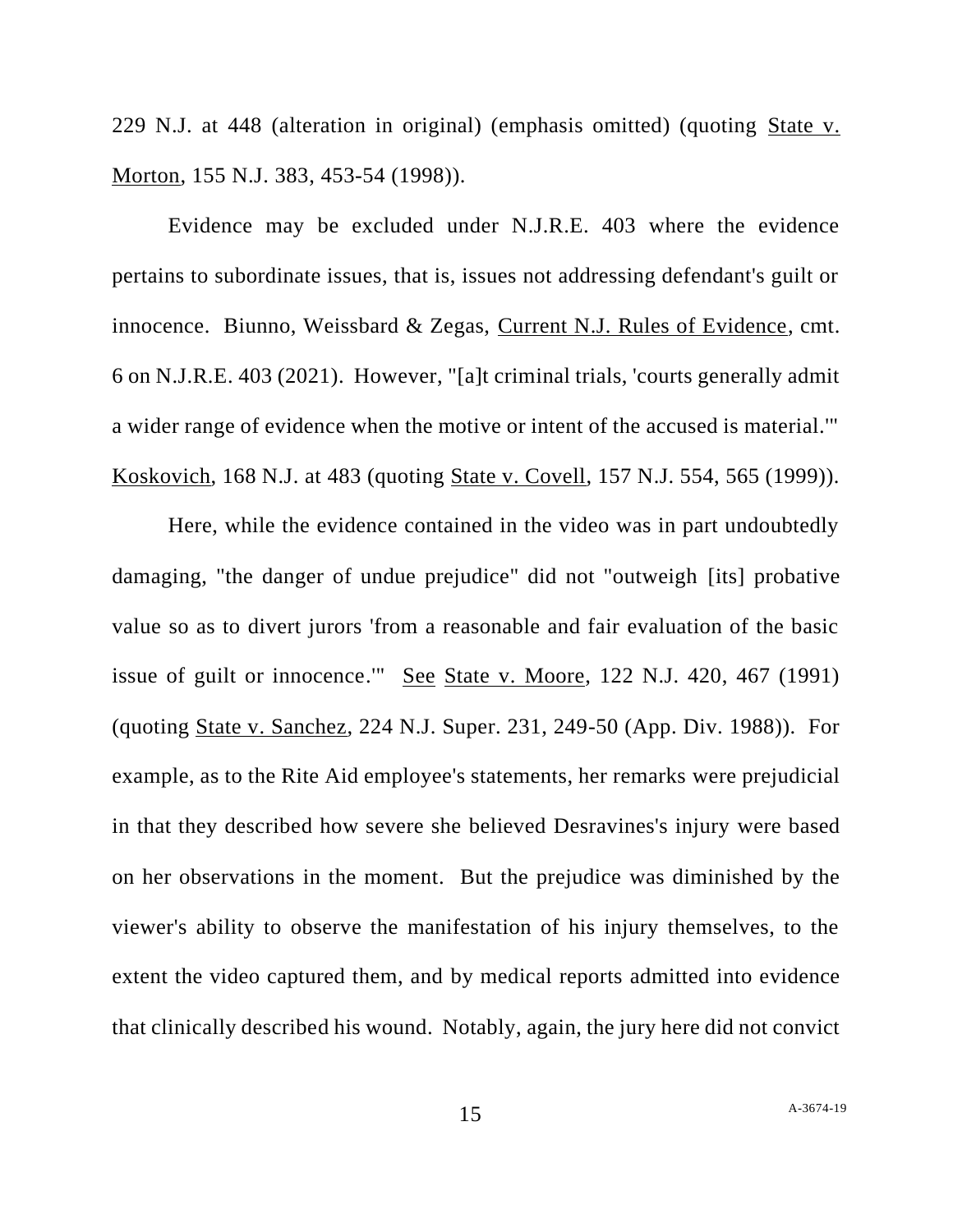229 N.J. at 448 (alteration in original) (emphasis omitted) (quoting State v. Morton, 155 N.J. 383, 453-54 (1998)).

Evidence may be excluded under N.J.R.E. 403 where the evidence pertains to subordinate issues, that is, issues not addressing defendant's guilt or innocence. Biunno, Weissbard & Zegas, Current N.J. Rules of Evidence, cmt. 6 on N.J.R.E. 403 (2021). However, "[a]t criminal trials, 'courts generally admit a wider range of evidence when the motive or intent of the accused is material.'" Koskovich, 168 N.J. at 483 (quoting State v. Covell, 157 N.J. 554, 565 (1999)).

Here, while the evidence contained in the video was in part undoubtedly damaging, "the danger of undue prejudice" did not "outweigh [its] probative value so as to divert jurors 'from a reasonable and fair evaluation of the basic issue of guilt or innocence.'" See State v. Moore, 122 N.J. 420, 467 (1991) (quoting State v. Sanchez, 224 N.J. Super. 231, 249-50 (App. Div. 1988)). For example, as to the Rite Aid employee's statements, her remarks were prejudicial in that they described how severe she believed Desravines's injury were based on her observations in the moment. But the prejudice was diminished by the viewer's ability to observe the manifestation of his injury themselves, to the extent the video captured them, and by medical reports admitted into evidence that clinically described his wound. Notably, again, the jury here did not convict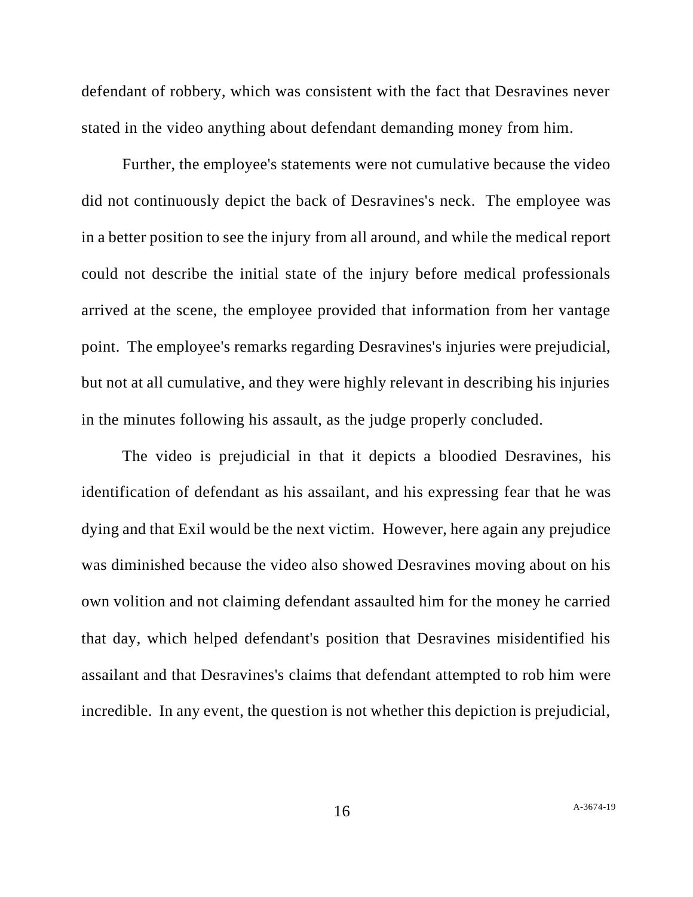defendant of robbery, which was consistent with the fact that Desravines never stated in the video anything about defendant demanding money from him.

Further, the employee's statements were not cumulative because the video did not continuously depict the back of Desravines's neck. The employee was in a better position to see the injury from all around, and while the medical report could not describe the initial state of the injury before medical professionals arrived at the scene, the employee provided that information from her vantage point. The employee's remarks regarding Desravines's injuries were prejudicial, but not at all cumulative, and they were highly relevant in describing his injuries in the minutes following his assault, as the judge properly concluded.

The video is prejudicial in that it depicts a bloodied Desravines, his identification of defendant as his assailant, and his expressing fear that he was dying and that Exil would be the next victim. However, here again any prejudice was diminished because the video also showed Desravines moving about on his own volition and not claiming defendant assaulted him for the money he carried that day, which helped defendant's position that Desravines misidentified his assailant and that Desravines's claims that defendant attempted to rob him were incredible. In any event, the question is not whether this depiction is prejudicial,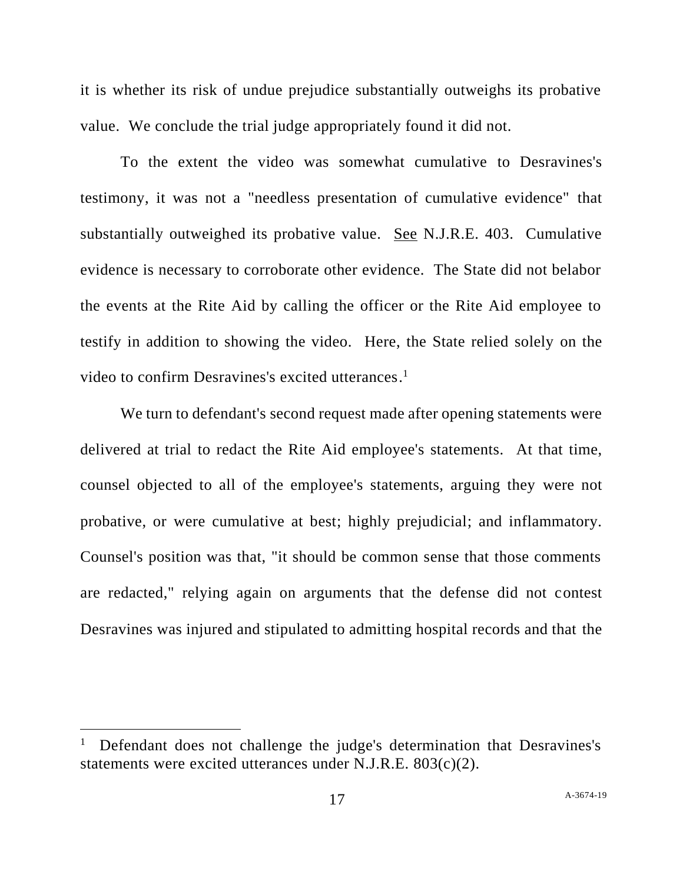it is whether its risk of undue prejudice substantially outweighs its probative value. We conclude the trial judge appropriately found it did not.

To the extent the video was somewhat cumulative to Desravines's testimony, it was not a "needless presentation of cumulative evidence" that substantially outweighed its probative value. See N.J.R.E. 403. Cumulative evidence is necessary to corroborate other evidence. The State did not belabor the events at the Rite Aid by calling the officer or the Rite Aid employee to testify in addition to showing the video. Here, the State relied solely on the video to confirm Desravines's excited utterances.[1]

We turn to defendant's second request made after opening statements were delivered at trial to redact the Rite Aid employee's statements. At that time, counsel objected to all of the employee's statements, arguing they were not probative, or were cumulative at best; highly prejudicial; and inflammatory. Counsel's position was that, "it should be common sense that those comments are redacted," relying again on arguments that the defense did not contest Desravines was injured and stipulated to admitting hospital records and that the

[1] Defendant does not challenge the judge's determination that Desravines's statements were excited utterances under N.J.R.E. 803(c)(2).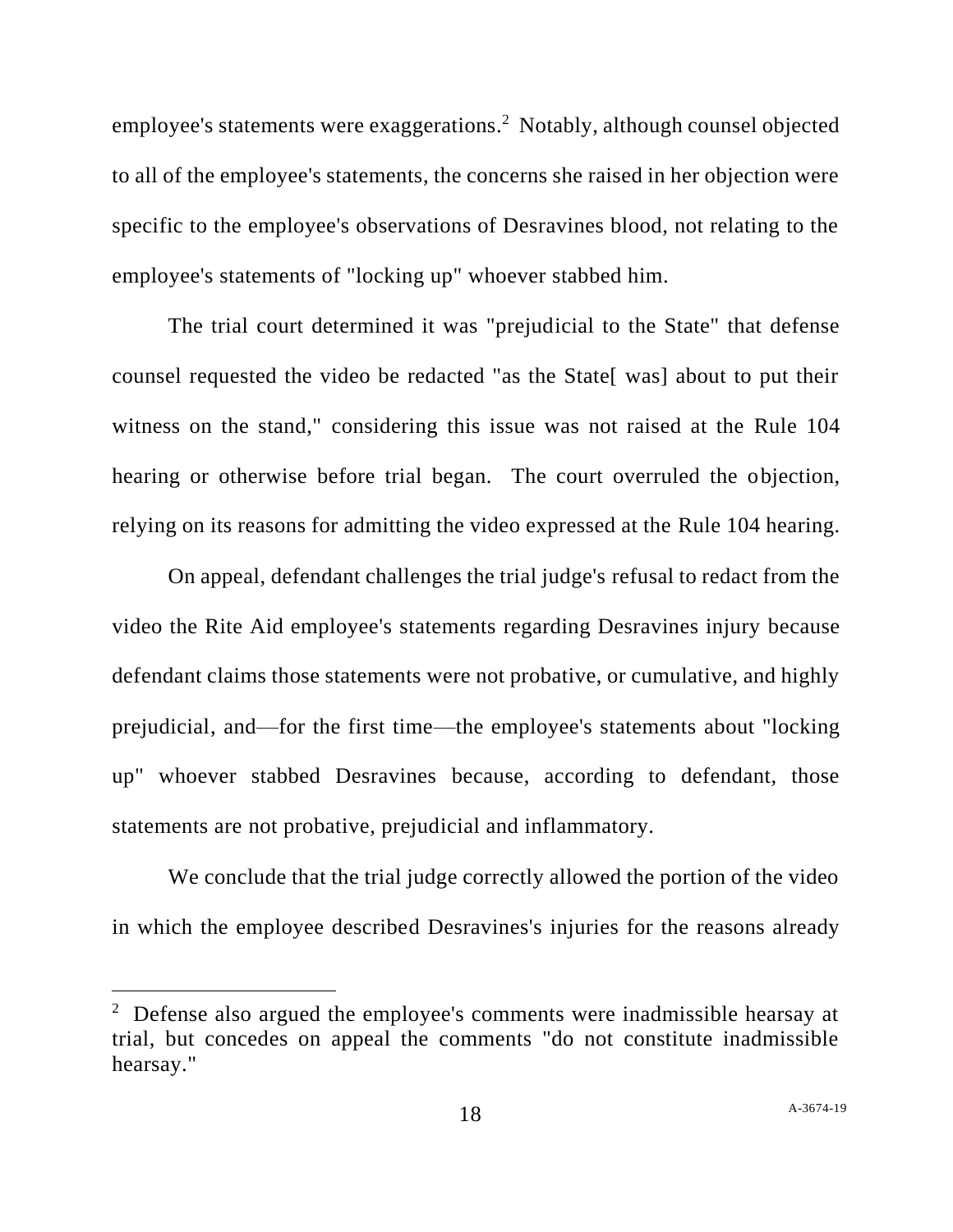employee's statements were exaggerations.[2] Notably, although counsel objected to all of the employee's statements, the concerns she raised in her objection were specific to the employee's observations of Desravines blood, not relating to the employee's statements of "locking up" whoever stabbed him.

The trial court determined it was "prejudicial to the State" that defense counsel requested the video be redacted "as the State[ was] about to put their witness on the stand," considering this issue was not raised at the Rule 104 hearing or otherwise before trial began. The court overruled the objection, relying on its reasons for admitting the video expressed at the Rule 104 hearing.

On appeal, defendant challenges the trial judge's refusal to redact from the video the Rite Aid employee's statements regarding Desravines injury because defendant claims those statements were not probative, or cumulative, and highly prejudicial, and—for the first time—the employee's statements about "locking up" whoever stabbed Desravines because, according to defendant, those statements are not probative, prejudicial and inflammatory.

We conclude that the trial judge correctly allowed the portion of the video in which the employee described Desravines's injuries for the reasons already

---

[2] Defense also argued the employee's comments were inadmissible hearsay at trial, but concedes on appeal the comments "do not constitute inadmissible hearsay."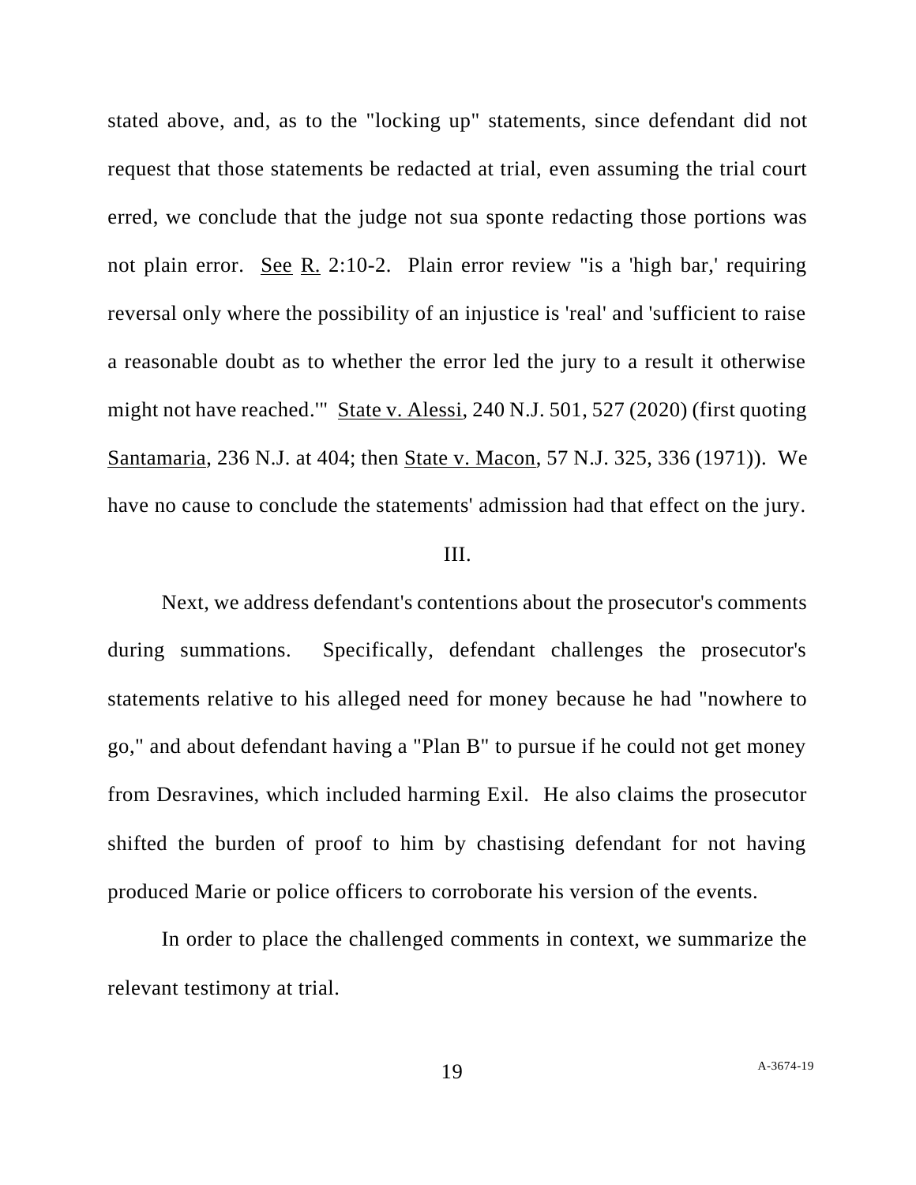stated above, and, as to the "locking up" statements, since defendant did not request that those statements be redacted at trial, even assuming the trial court erred, we conclude that the judge not sua sponte redacting those portions was not plain error. See R. 2:10-2. Plain error review "is a 'high bar,' requiring reversal only where the possibility of an injustice is 'real' and 'sufficient to raise a reasonable doubt as to whether the error led the jury to a result it otherwise might not have reached.'" State v. Alessi, 240 N.J. 501, 527 (2020) (first quoting Santamaria, 236 N.J. at 404; then State v. Macon, 57 N.J. 325, 336 (1971)). We have no cause to conclude the statements' admission had that effect on the jury.

## III.

Next, we address defendant's contentions about the prosecutor's comments during summations. Specifically, defendant challenges the prosecutor's statements relative to his alleged need for money because he had "nowhere to go," and about defendant having a "Plan B" to pursue if he could not get money from Desravines, which included harming Exil. He also claims the prosecutor shifted the burden of proof to him by chastising defendant for not having produced Marie or police officers to corroborate his version of the events.

In order to place the challenged comments in context, we summarize the relevant testimony at trial.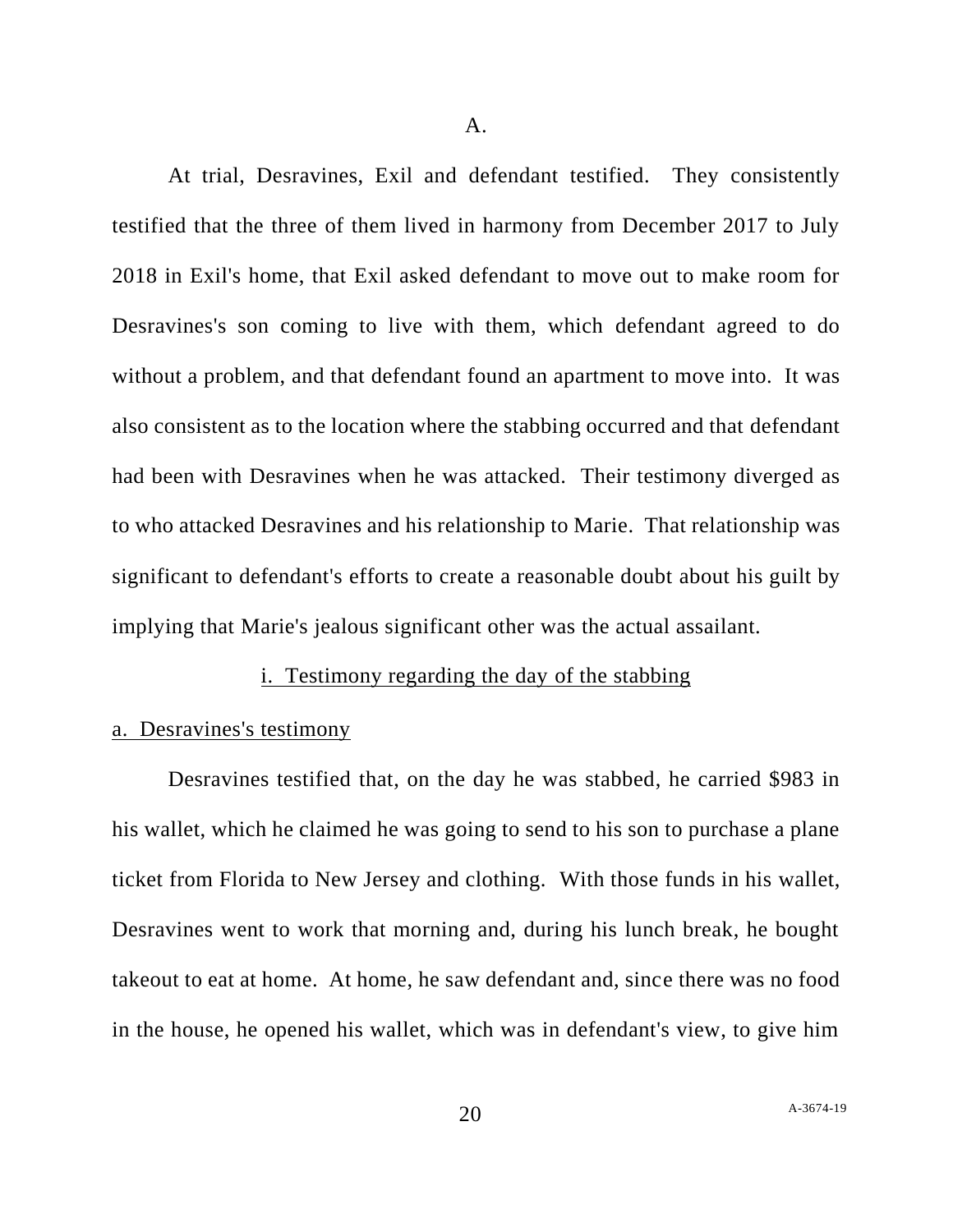A.

At trial, Desravines, Exil and defendant testified. They consistently testified that the three of them lived in harmony from December 2017 to July 2018 in Exil's home, that Exil asked defendant to move out to make room for Desravines's son coming to live with them, which defendant agreed to do without a problem, and that defendant found an apartment to move into. It was also consistent as to the location where the stabbing occurred and that defendant had been with Desravines when he was attacked. Their testimony diverged as to who attacked Desravines and his relationship to Marie. That relationship was significant to defendant's efforts to create a reasonable doubt about his guilt by implying that Marie's jealous significant other was the actual assailant.

i. <u>Testimony regarding the day of the stabbing</u>

<u>a. Desravines's testimony</u>

Desravines testified that, on the day he was stabbed, he carried $983 in his wallet, which he claimed he was going to send to his son to purchase a plane ticket from Florida to New Jersey and clothing. With those funds in his wallet, Desravines went to work that morning and, during his lunch break, he bought takeout to eat at home. At home, he saw defendant and, since there was no food in the house, he opened his wallet, which was in defendant's view, to give him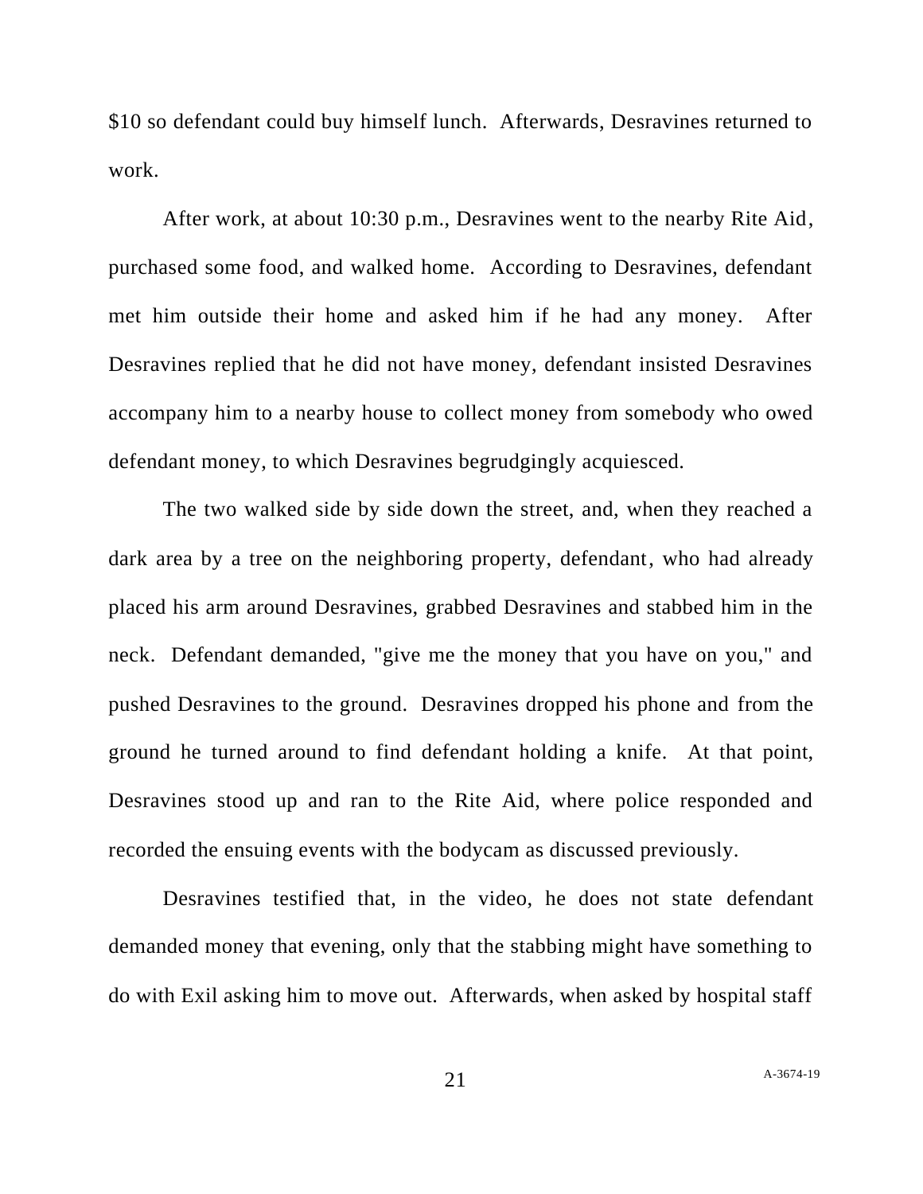$10 so defendant could buy himself lunch. Afterwards, Desravines returned to work.

After work, at about 10:30 p.m., Desravines went to the nearby Rite Aid, purchased some food, and walked home. According to Desravines, defendant met him outside their home and asked him if he had any money. After Desravines replied that he did not have money, defendant insisted Desravines accompany him to a nearby house to collect money from somebody who owed defendant money, to which Desravines begrudgingly acquiesced.

The two walked side by side down the street, and, when they reached a dark area by a tree on the neighboring property, defendant, who had already placed his arm around Desravines, grabbed Desravines and stabbed him in the neck. Defendant demanded, "give me the money that you have on you," and pushed Desravines to the ground. Desravines dropped his phone and from the ground he turned around to find defendant holding a knife. At that point, Desravines stood up and ran to the Rite Aid, where police responded and recorded the ensuing events with the bodycam as discussed previously.

Desravines testified that, in the video, he does not state defendant demanded money that evening, only that the stabbing might have something to do with Exil asking him to move out. Afterwards, when asked by hospital staff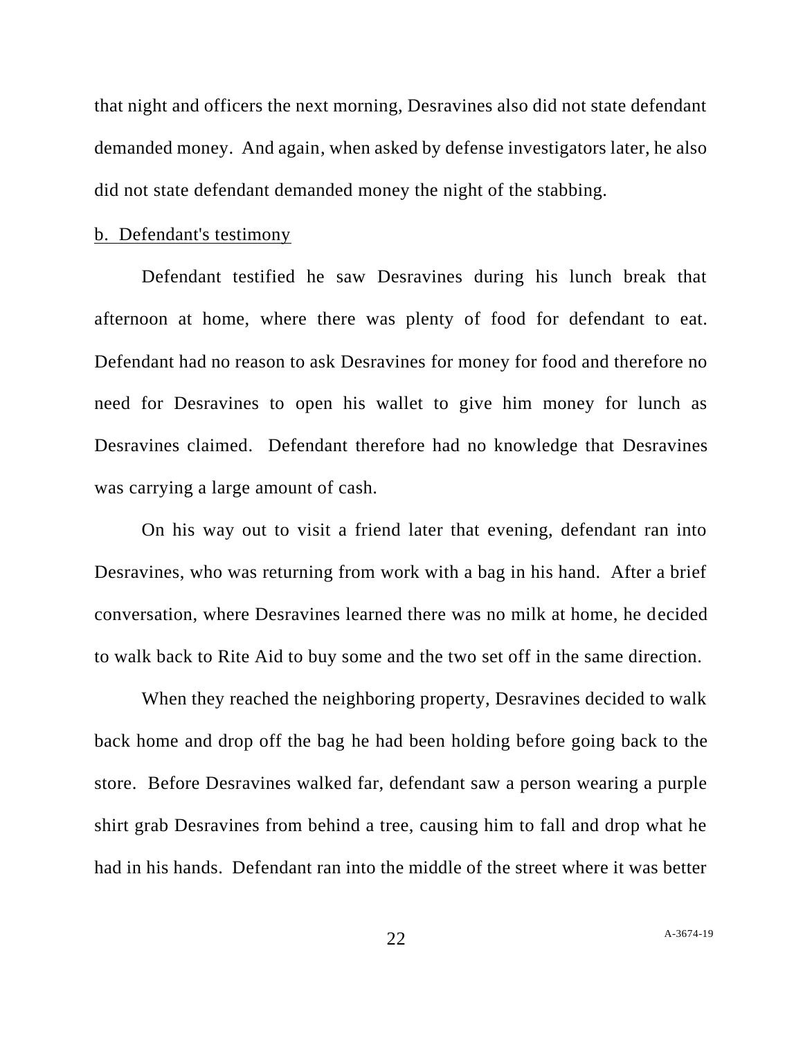that night and officers the next morning, Desravines also did not state defendant demanded money. And again, when asked by defense investigators later, he also did not state defendant demanded money the night of the stabbing.

b. Defendant's testimony

Defendant testified he saw Desravines during his lunch break that afternoon at home, where there was plenty of food for defendant to eat. Defendant had no reason to ask Desravines for money for food and therefore no need for Desravines to open his wallet to give him money for lunch as Desravines claimed. Defendant therefore had no knowledge that Desravines was carrying a large amount of cash.

On his way out to visit a friend later that evening, defendant ran into Desravines, who was returning from work with a bag in his hand. After a brief conversation, where Desravines learned there was no milk at home, he decided to walk back to Rite Aid to buy some and the two set off in the same direction.

When they reached the neighboring property, Desravines decided to walk back home and drop off the bag he had been holding before going back to the store. Before Desravines walked far, defendant saw a person wearing a purple shirt grab Desravines from behind a tree, causing him to fall and drop what he had in his hands. Defendant ran into the middle of the street where it was better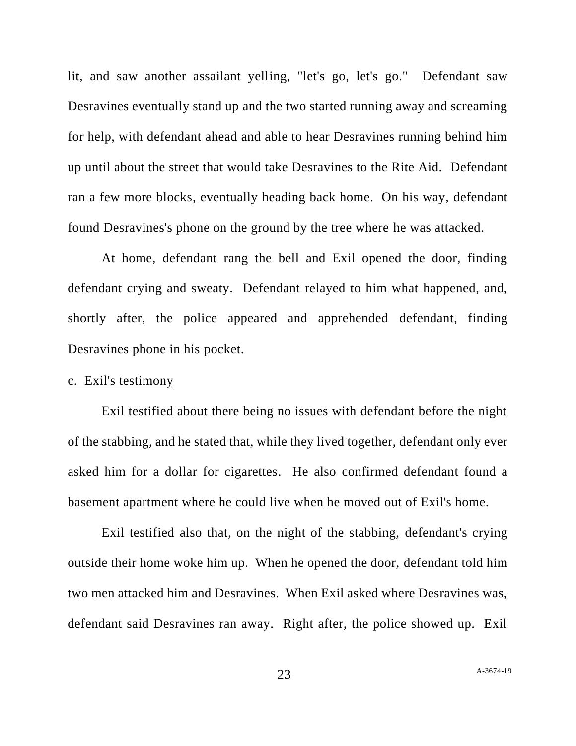lit, and saw another assailant yelling, "let's go, let's go." Defendant saw Desravines eventually stand up and the two started running away and screaming for help, with defendant ahead and able to hear Desravines running behind him up until about the street that would take Desravines to the Rite Aid. Defendant ran a few more blocks, eventually heading back home. On his way, defendant found Desravines's phone on the ground by the tree where he was attacked.

At home, defendant rang the bell and Exil opened the door, finding defendant crying and sweaty. Defendant relayed to him what happened, and, shortly after, the police appeared and apprehended defendant, finding Desravines phone in his pocket.

<u>c. Exil's testimony</u>

Exil testified about there being no issues with defendant before the night of the stabbing, and he stated that, while they lived together, defendant only ever asked him for a dollar for cigarettes. He also confirmed defendant found a basement apartment where he could live when he moved out of Exil's home.

Exil testified also that, on the night of the stabbing, defendant's crying outside their home woke him up. When he opened the door, defendant told him two men attacked him and Desravines. When Exil asked where Desravines was, defendant said Desravines ran away. Right after, the police showed up. Exil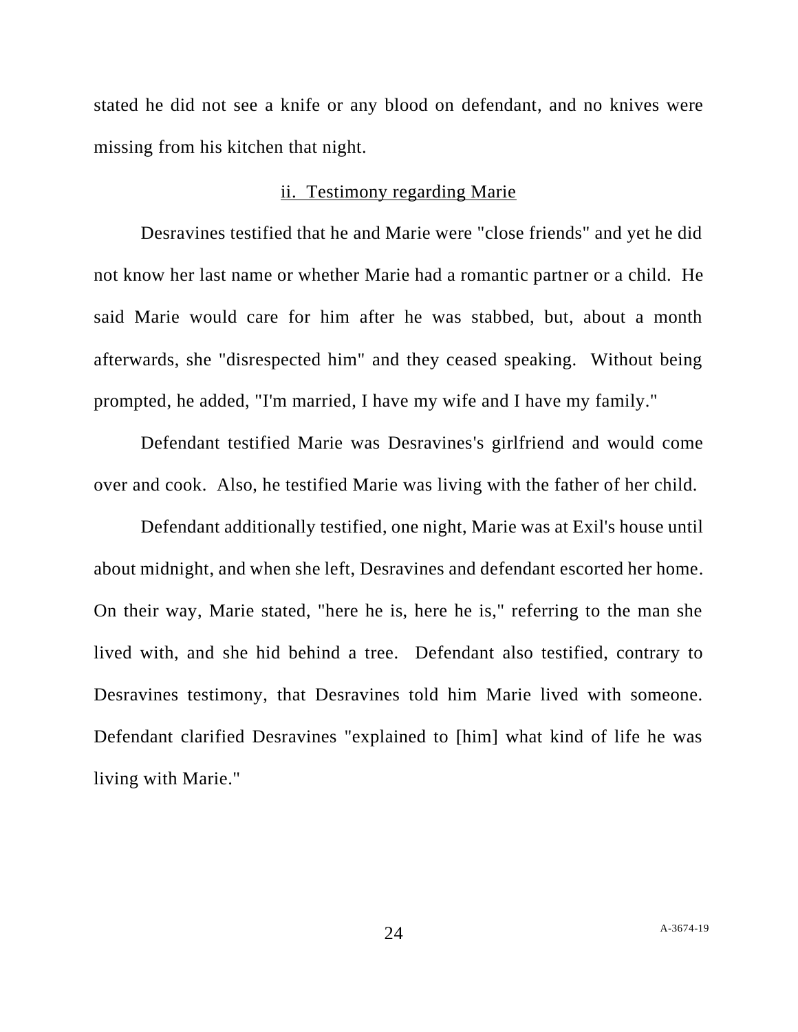stated he did not see a knife or any blood on defendant, and no knives were missing from his kitchen that night.

### ii. Testimony regarding Marie

Desravines testified that he and Marie were "close friends" and yet he did not know her last name or whether Marie had a romantic partner or a child. He said Marie would care for him after he was stabbed, but, about a month afterwards, she "disrespected him" and they ceased speaking. Without being prompted, he added, "I'm married, I have my wife and I have my family."

Defendant testified Marie was Desravines's girlfriend and would come over and cook. Also, he testified Marie was living with the father of her child.

Defendant additionally testified, one night, Marie was at Exil's house until about midnight, and when she left, Desravines and defendant escorted her home. On their way, Marie stated, "here he is, here he is," referring to the man she lived with, and she hid behind a tree. Defendant also testified, contrary to Desravines testimony, that Desravines told him Marie lived with someone. Defendant clarified Desravines "explained to [him] what kind of life he was living with Marie."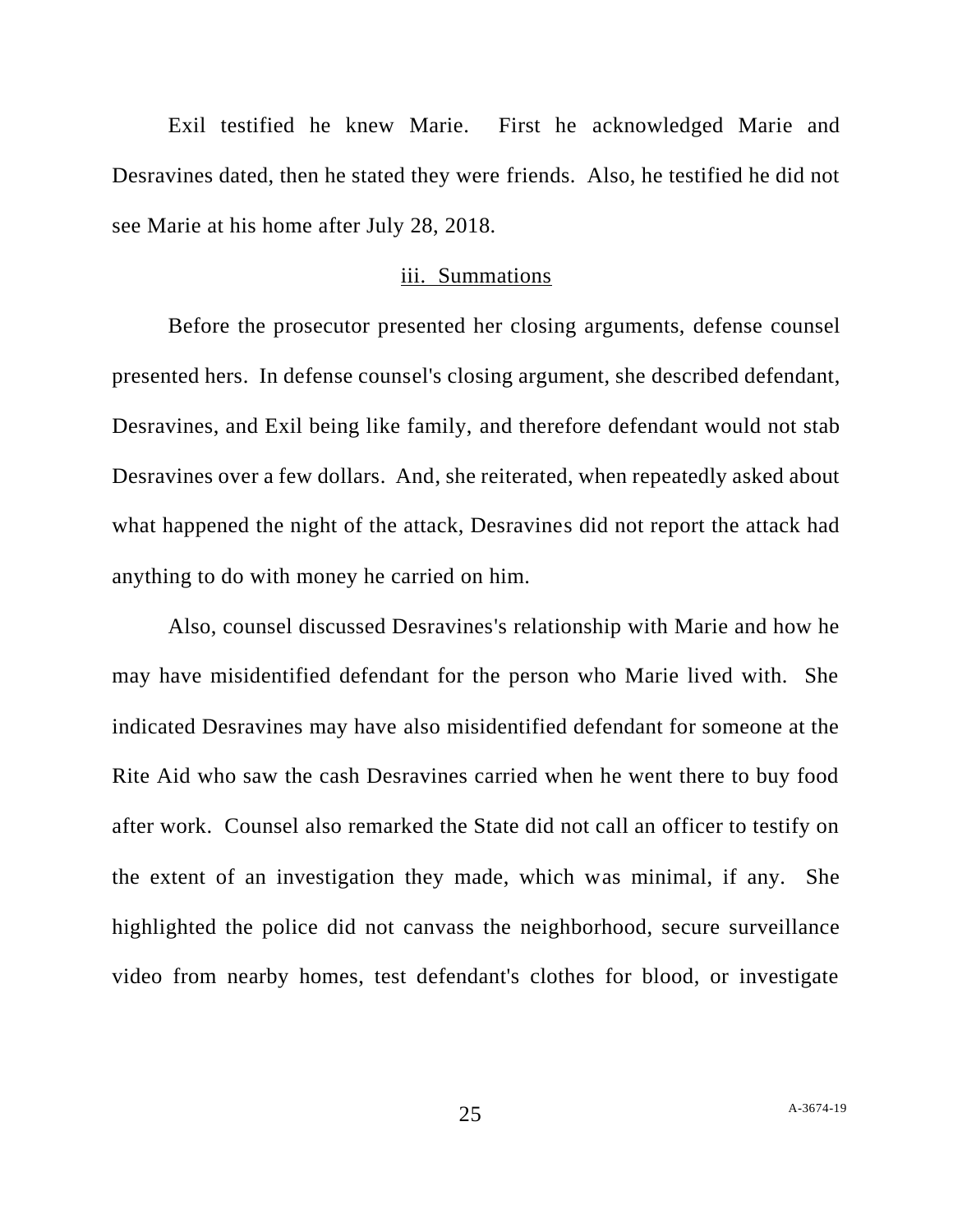Exil testified he knew Marie. First he acknowledged Marie and Desravines dated, then he stated they were friends. Also, he testified he did not see Marie at his home after July 28, 2018.

### iii. Summations

Before the prosecutor presented her closing arguments, defense counsel presented hers. In defense counsel's closing argument, she described defendant, Desravines, and Exil being like family, and therefore defendant would not stab Desravines over a few dollars. And, she reiterated, when repeatedly asked about what happened the night of the attack, Desravines did not report the attack had anything to do with money he carried on him.

Also, counsel discussed Desravines's relationship with Marie and how he may have misidentified defendant for the person who Marie lived with. She indicated Desravines may have also misidentified defendant for someone at the Rite Aid who saw the cash Desravines carried when he went there to buy food after work. Counsel also remarked the State did not call an officer to testify on the extent of an investigation they made, which was minimal, if any. She highlighted the police did not canvass the neighborhood, secure surveillance video from nearby homes, test defendant's clothes for blood, or investigate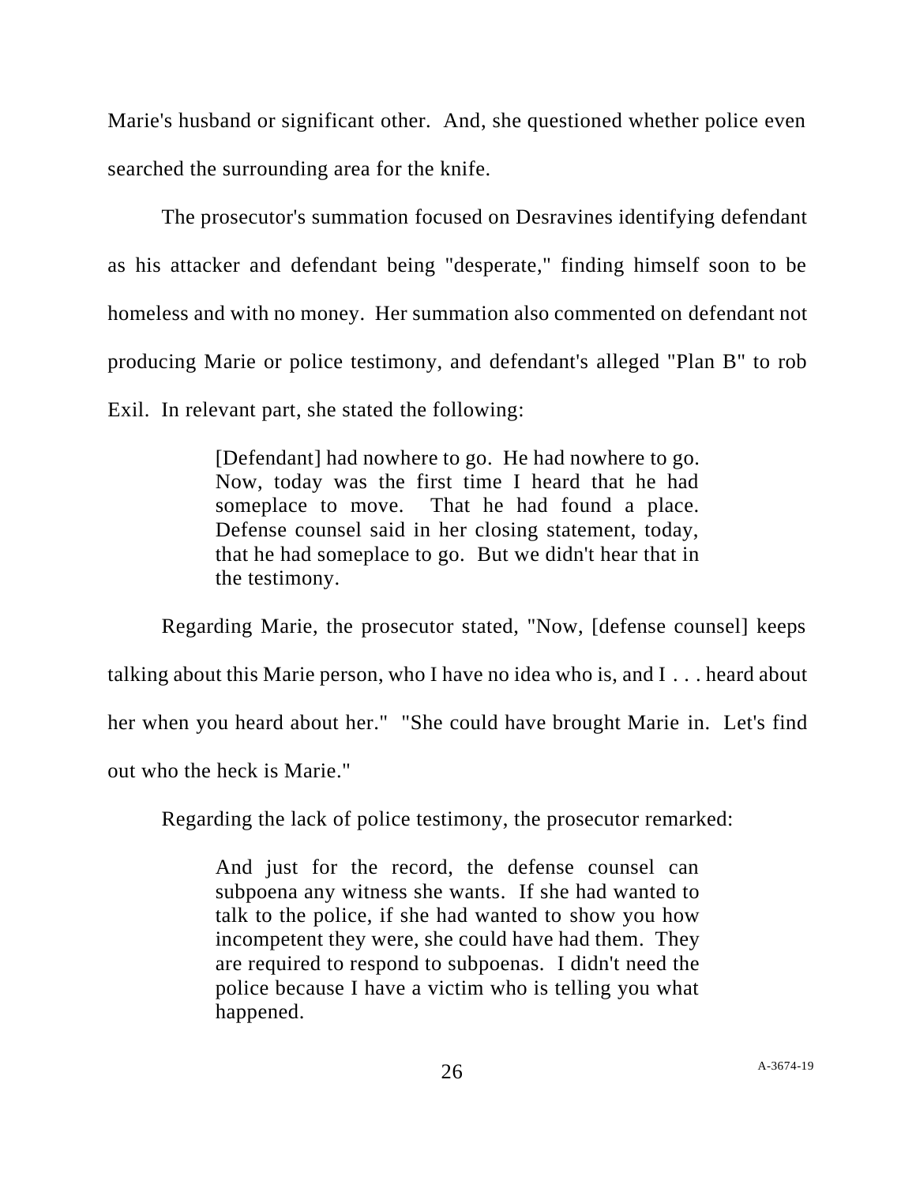Marie's husband or significant other. And, she questioned whether police even searched the surrounding area for the knife.

The prosecutor's summation focused on Desravines identifying defendant as his attacker and defendant being "desperate," finding himself soon to be homeless and with no money. Her summation also commented on defendant not producing Marie or police testimony, and defendant's alleged "Plan B" to rob Exil. In relevant part, she stated the following:

> [Defendant] had nowhere to go. He had nowhere to go. Now, today was the first time I heard that he had someplace to move. That he had found a place. Defense counsel said in her closing statement, today, that he had someplace to go. But we didn't hear that in the testimony.

Regarding Marie, the prosecutor stated, "Now, [defense counsel] keeps talking about this Marie person, who I have no idea who is, and I . . . heard about her when you heard about her." "She could have brought Marie in. Let's find out who the heck is Marie."

Regarding the lack of police testimony, the prosecutor remarked:

> And just for the record, the defense counsel can subpoena any witness she wants. If she had wanted to talk to the police, if she had wanted to show you how incompetent they were, she could have had them. They are required to respond to subpoenas. I didn't need the police because I have a victim who is telling you what happened.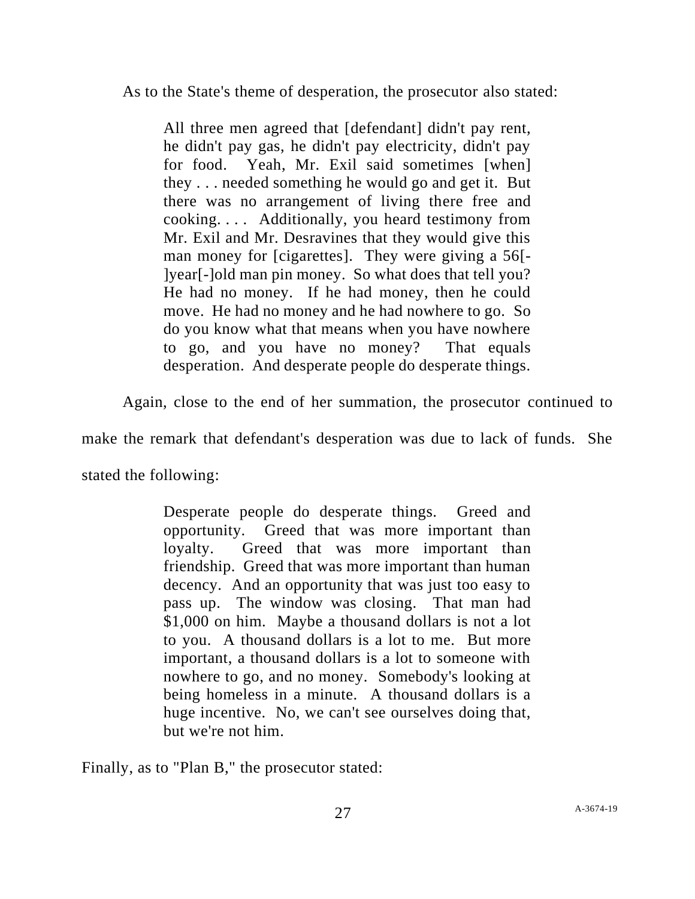As to the State's theme of desperation, the prosecutor also stated:

> All three men agreed that [defendant] didn't pay rent, he didn't pay gas, he didn't pay electricity, didn't pay for food. Yeah, Mr. Exil said sometimes [when] they . . . needed something he would go and get it. But there was no arrangement of living there free and cooking. . . . Additionally, you heard testimony from Mr. Exil and Mr. Desravines that they would give this man money for [cigarettes]. They were giving a 56[-]year[-]old man pin money. So what does that tell you? He had no money. If he had money, then he could move. He had no money and he had nowhere to go. So do you know what that means when you have nowhere to go, and you have no money? That equals desperation. And desperate people do desperate things.

Again, close to the end of her summation, the prosecutor continued to make the remark that defendant's desperation was due to lack of funds. She stated the following:

> Desperate people do desperate things. Greed and opportunity. Greed that was more important than loyalty. Greed that was more important than friendship. Greed that was more important than human decency. And an opportunity that was just too easy to pass up. The window was closing. That man had $1,000 on him. Maybe a thousand dollars is not a lot to you. A thousand dollars is a lot to me. But more important, a thousand dollars is a lot to someone with nowhere to go, and no money. Somebody's looking at being homeless in a minute. A thousand dollars is a huge incentive. No, we can't see ourselves doing that, but we're not him.

Finally, as to "Plan B," the prosecutor stated: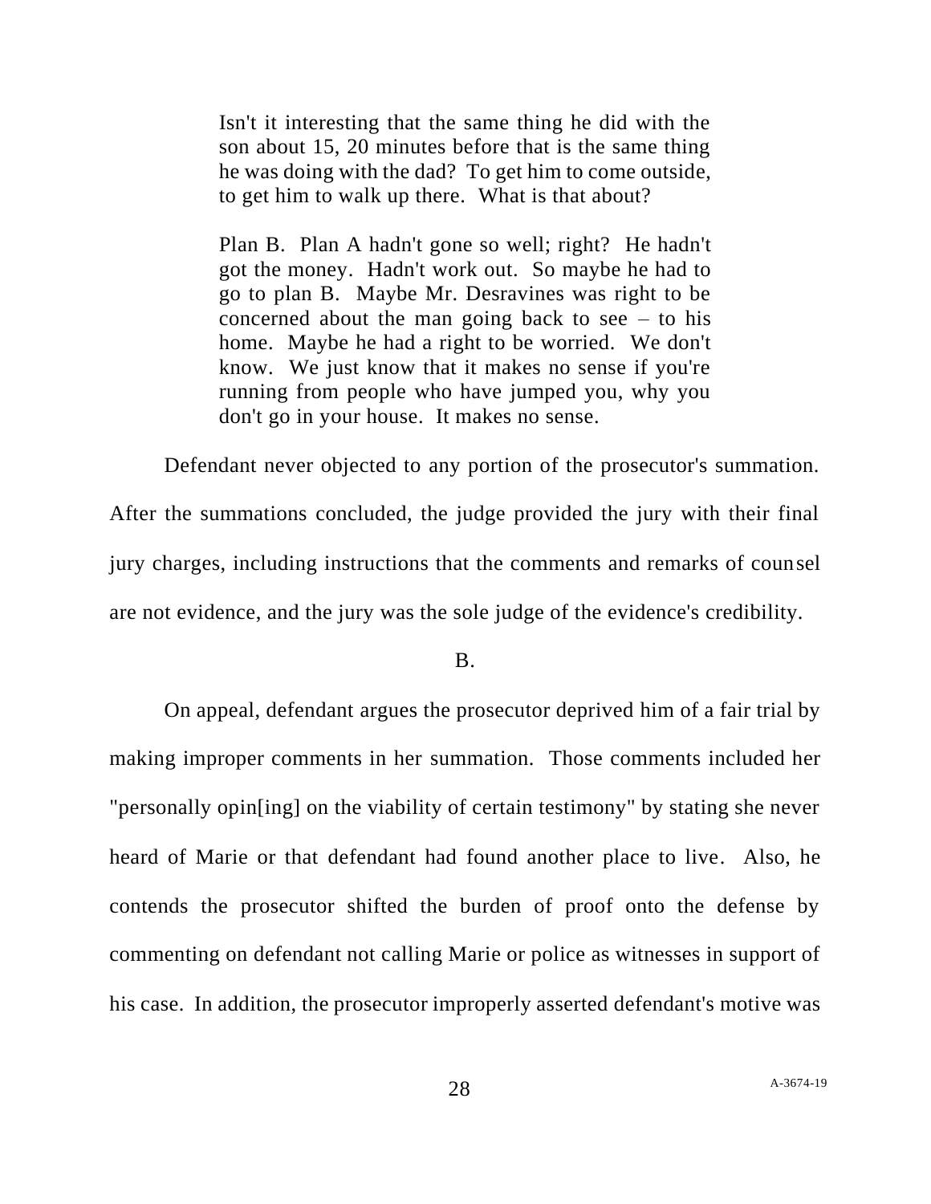> Isn't it interesting that the same thing he did with the son about 15, 20 minutes before that is the same thing he was doing with the dad? To get him to come outside, to get him to walk up there. What is that about?
>
> Plan B. Plan A hadn't gone so well; right? He hadn't got the money. Hadn't work out. So maybe he had to go to plan B. Maybe Mr. Desravines was right to be concerned about the man going back to see – to his home. Maybe he had a right to be worried. We don't know. We just know that it makes no sense if you're running from people who have jumped you, why you don't go in your house. It makes no sense.

Defendant never objected to any portion of the prosecutor's summation. After the summations concluded, the judge provided the jury with their final jury charges, including instructions that the comments and remarks of counsel are not evidence, and the jury was the sole judge of the evidence's credibility.

B.

On appeal, defendant argues the prosecutor deprived him of a fair trial by making improper comments in her summation. Those comments included her "personally opin[ing] on the viability of certain testimony" by stating she never heard of Marie or that defendant had found another place to live. Also, he contends the prosecutor shifted the burden of proof onto the defense by commenting on defendant not calling Marie or police as witnesses in support of his case. In addition, the prosecutor improperly asserted defendant's motive was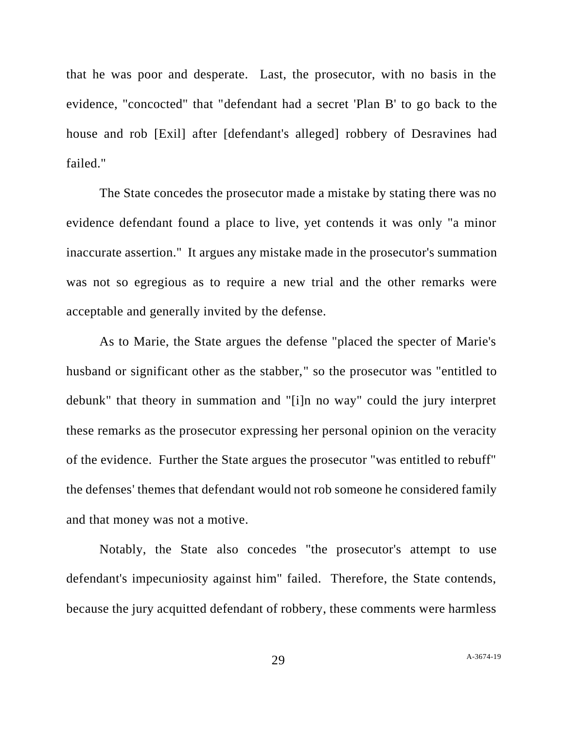that he was poor and desperate. Last, the prosecutor, with no basis in the evidence, "concocted" that "defendant had a secret 'Plan B' to go back to the house and rob [Exil] after [defendant's alleged] robbery of Desravines had failed."

The State concedes the prosecutor made a mistake by stating there was no evidence defendant found a place to live, yet contends it was only "a minor inaccurate assertion." It argues any mistake made in the prosecutor's summation was not so egregious as to require a new trial and the other remarks were acceptable and generally invited by the defense.

As to Marie, the State argues the defense "placed the specter of Marie's husband or significant other as the stabber," so the prosecutor was "entitled to debunk" that theory in summation and "[i]n no way" could the jury interpret these remarks as the prosecutor expressing her personal opinion on the veracity of the evidence. Further the State argues the prosecutor "was entitled to rebuff" the defenses' themes that defendant would not rob someone he considered family and that money was not a motive.

Notably, the State also concedes "the prosecutor's attempt to use defendant's impecuniosity against him" failed. Therefore, the State contends, because the jury acquitted defendant of robbery, these comments were harmless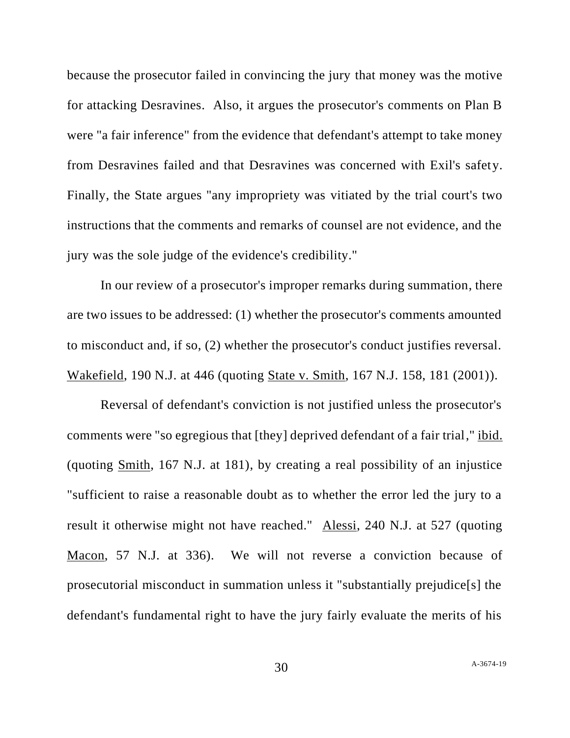because the prosecutor failed in convincing the jury that money was the motive for attacking Desravines. Also, it argues the prosecutor's comments on Plan B were "a fair inference" from the evidence that defendant's attempt to take money from Desravines failed and that Desravines was concerned with Exil's safety. Finally, the State argues "any impropriety was vitiated by the trial court's two instructions that the comments and remarks of counsel are not evidence, and the jury was the sole judge of the evidence's credibility."

In our review of a prosecutor's improper remarks during summation, there are two issues to be addressed: (1) whether the prosecutor's comments amounted to misconduct and, if so, (2) whether the prosecutor's conduct justifies reversal. Wakefield, 190 N.J. at 446 (quoting State v. Smith, 167 N.J. 158, 181 (2001)).

Reversal of defendant's conviction is not justified unless the prosecutor's comments were "so egregious that [they] deprived defendant of a fair trial," ibid. (quoting Smith, 167 N.J. at 181), by creating a real possibility of an injustice "sufficient to raise a reasonable doubt as to whether the error led the jury to a result it otherwise might not have reached." Alessi, 240 N.J. at 527 (quoting Macon, 57 N.J. at 336). We will not reverse a conviction because of prosecutorial misconduct in summation unless it "substantially prejudice[s] the defendant's fundamental right to have the jury fairly evaluate the merits of his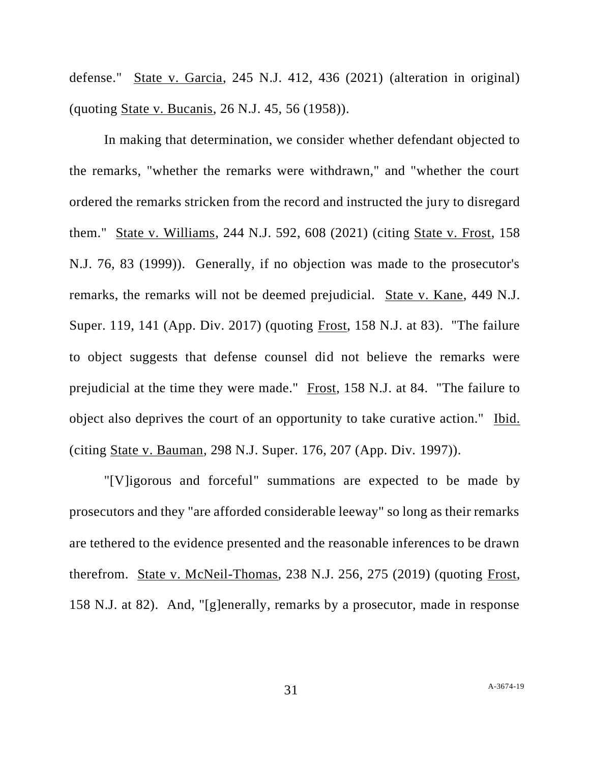defense." State v. Garcia, 245 N.J. 412, 436 (2021) (alteration in original) (quoting State v. Bucanis, 26 N.J. 45, 56 (1958)).

In making that determination, we consider whether defendant objected to the remarks, "whether the remarks were withdrawn," and "whether the court ordered the remarks stricken from the record and instructed the jury to disregard them." State v. Williams, 244 N.J. 592, 608 (2021) (citing State v. Frost, 158 N.J. 76, 83 (1999)). Generally, if no objection was made to the prosecutor's remarks, the remarks will not be deemed prejudicial. State v. Kane, 449 N.J. Super. 119, 141 (App. Div. 2017) (quoting Frost, 158 N.J. at 83). "The failure to object suggests that defense counsel did not believe the remarks were prejudicial at the time they were made." Frost, 158 N.J. at 84. "The failure to object also deprives the court of an opportunity to take curative action." Ibid. (citing State v. Bauman, 298 N.J. Super. 176, 207 (App. Div. 1997)).

"[V]igorous and forceful" summations are expected to be made by prosecutors and they "are afforded considerable leeway" so long as their remarks are tethered to the evidence presented and the reasonable inferences to be drawn therefrom. State v. McNeil-Thomas, 238 N.J. 256, 275 (2019) (quoting Frost, 158 N.J. at 82). And, "[g]enerally, remarks by a prosecutor, made in response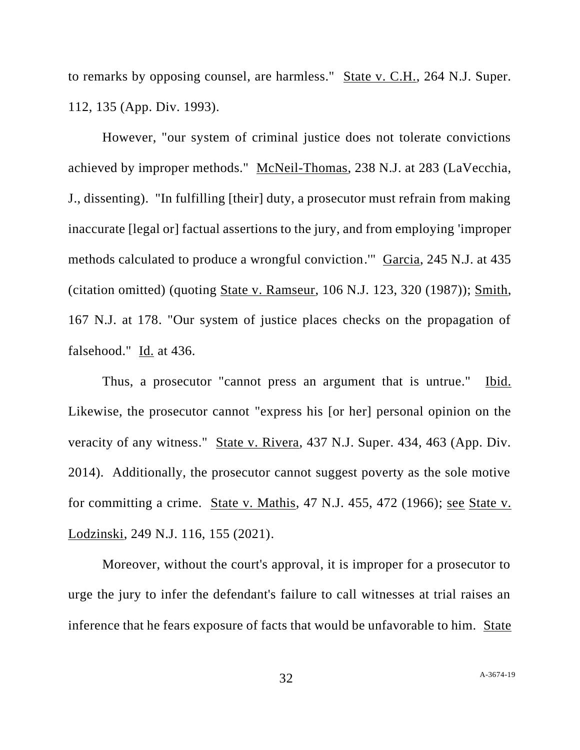to remarks by opposing counsel, are harmless." State v. C.H., 264 N.J. Super. 112, 135 (App. Div. 1993).

However, "our system of criminal justice does not tolerate convictions achieved by improper methods." McNeil-Thomas, 238 N.J. at 283 (LaVecchia, J., dissenting). "In fulfilling [their] duty, a prosecutor must refrain from making inaccurate [legal or] factual assertions to the jury, and from employing 'improper methods calculated to produce a wrongful conviction.'" Garcia, 245 N.J. at 435 (citation omitted) (quoting State v. Ramseur, 106 N.J. 123, 320 (1987)); Smith, 167 N.J. at 178. "Our system of justice places checks on the propagation of falsehood." Id. at 436.

Thus, a prosecutor "cannot press an argument that is untrue." Ibid. Likewise, the prosecutor cannot "express his [or her] personal opinion on the veracity of any witness." State v. Rivera, 437 N.J. Super. 434, 463 (App. Div. 2014). Additionally, the prosecutor cannot suggest poverty as the sole motive for committing a crime. State v. Mathis, 47 N.J. 455, 472 (1966); see State v. Lodzinski, 249 N.J. 116, 155 (2021).

Moreover, without the court's approval, it is improper for a prosecutor to urge the jury to infer the defendant's failure to call witnesses at trial raises an inference that he fears exposure of facts that would be unfavorable to him. State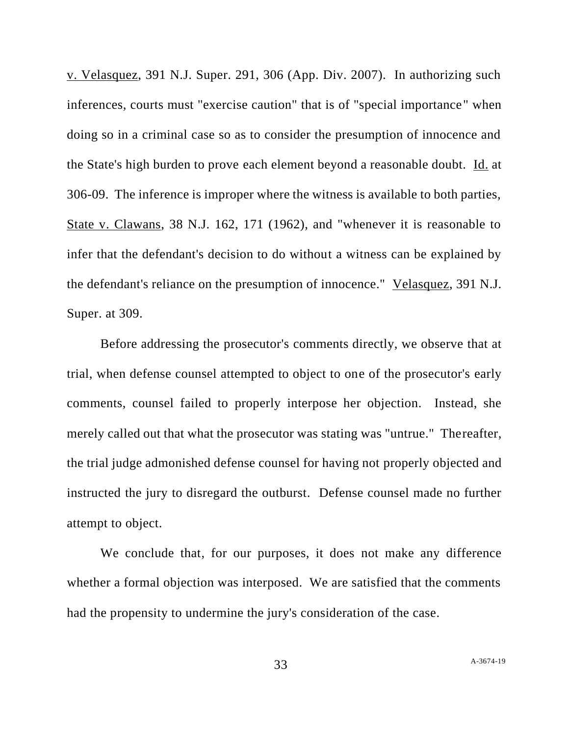v. Velasquez, 391 N.J. Super. 291, 306 (App. Div. 2007). In authorizing such inferences, courts must "exercise caution" that is of "special importance" when doing so in a criminal case so as to consider the presumption of innocence and the State's high burden to prove each element beyond a reasonable doubt. Id. at 306-09. The inference is improper where the witness is available to both parties, State v. Clawans, 38 N.J. 162, 171 (1962), and "whenever it is reasonable to infer that the defendant's decision to do without a witness can be explained by the defendant's reliance on the presumption of innocence." Velasquez, 391 N.J. Super. at 309.

Before addressing the prosecutor's comments directly, we observe that at trial, when defense counsel attempted to object to one of the prosecutor's early comments, counsel failed to properly interpose her objection. Instead, she merely called out that what the prosecutor was stating was "untrue." Thereafter, the trial judge admonished defense counsel for having not properly objected and instructed the jury to disregard the outburst. Defense counsel made no further attempt to object.

We conclude that, for our purposes, it does not make any difference whether a formal objection was interposed. We are satisfied that the comments had the propensity to undermine the jury's consideration of the case.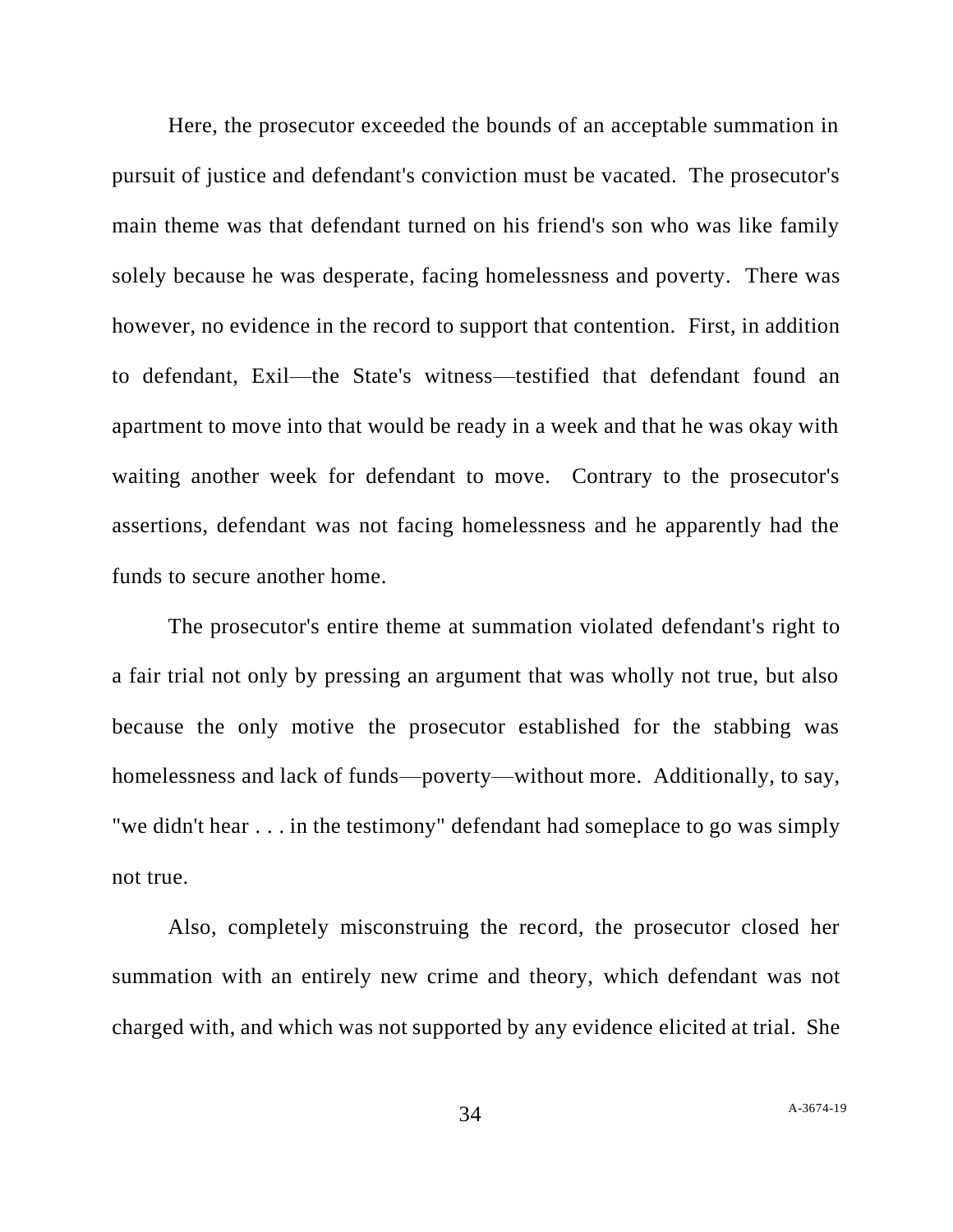Here, the prosecutor exceeded the bounds of an acceptable summation in pursuit of justice and defendant's conviction must be vacated. The prosecutor's main theme was that defendant turned on his friend's son who was like family solely because he was desperate, facing homelessness and poverty. There was however, no evidence in the record to support that contention. First, in addition to defendant, Exil—the State's witness—testified that defendant found an apartment to move into that would be ready in a week and that he was okay with waiting another week for defendant to move. Contrary to the prosecutor's assertions, defendant was not facing homelessness and he apparently had the funds to secure another home.

The prosecutor's entire theme at summation violated defendant's right to a fair trial not only by pressing an argument that was wholly not true, but also because the only motive the prosecutor established for the stabbing was homelessness and lack of funds—poverty—without more. Additionally, to say, "we didn't hear . . . in the testimony" defendant had someplace to go was simply not true.

Also, completely misconstruing the record, the prosecutor closed her summation with an entirely new crime and theory, which defendant was not charged with, and which was not supported by any evidence elicited at trial. She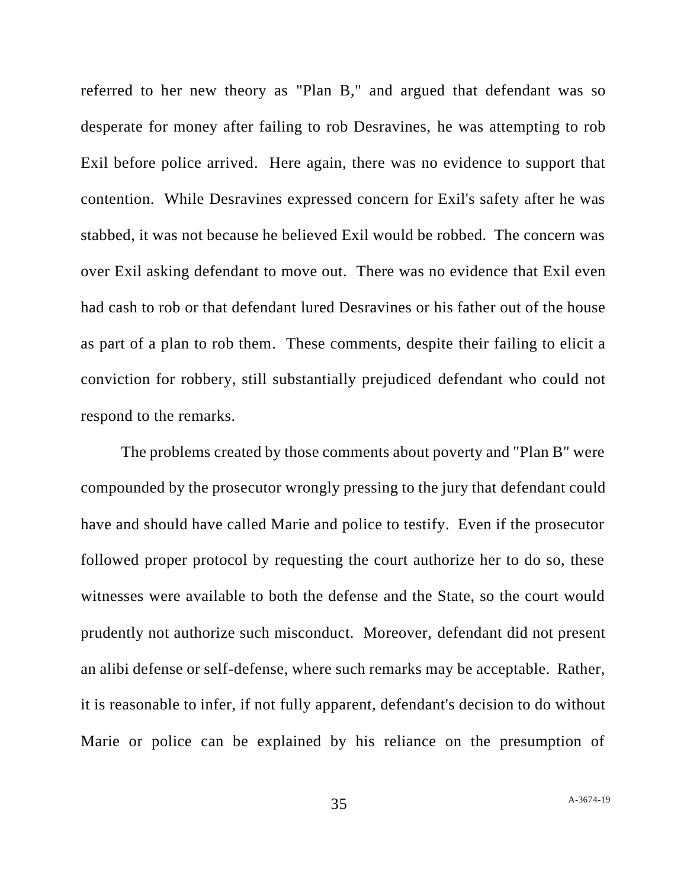referred to her new theory as "Plan B," and argued that defendant was so desperate for money after failing to rob Desravines, he was attempting to rob Exil before police arrived. Here again, there was no evidence to support that contention. While Desravines expressed concern for Exil's safety after he was stabbed, it was not because he believed Exil would be robbed. The concern was over Exil asking defendant to move out. There was no evidence that Exil even had cash to rob or that defendant lured Desravines or his father out of the house as part of a plan to rob them. These comments, despite their failing to elicit a conviction for robbery, still substantially prejudiced defendant who could not respond to the remarks.

The problems created by those comments about poverty and "Plan B" were compounded by the prosecutor wrongly pressing to the jury that defendant could have and should have called Marie and police to testify. Even if the prosecutor followed proper protocol by requesting the court authorize her to do so, these witnesses were available to both the defense and the State, so the court would prudently not authorize such misconduct. Moreover, defendant did not present an alibi defense or self-defense, where such remarks may be acceptable. Rather, it is reasonable to infer, if not fully apparent, defendant's decision to do without Marie or police can be explained by his reliance on the presumption of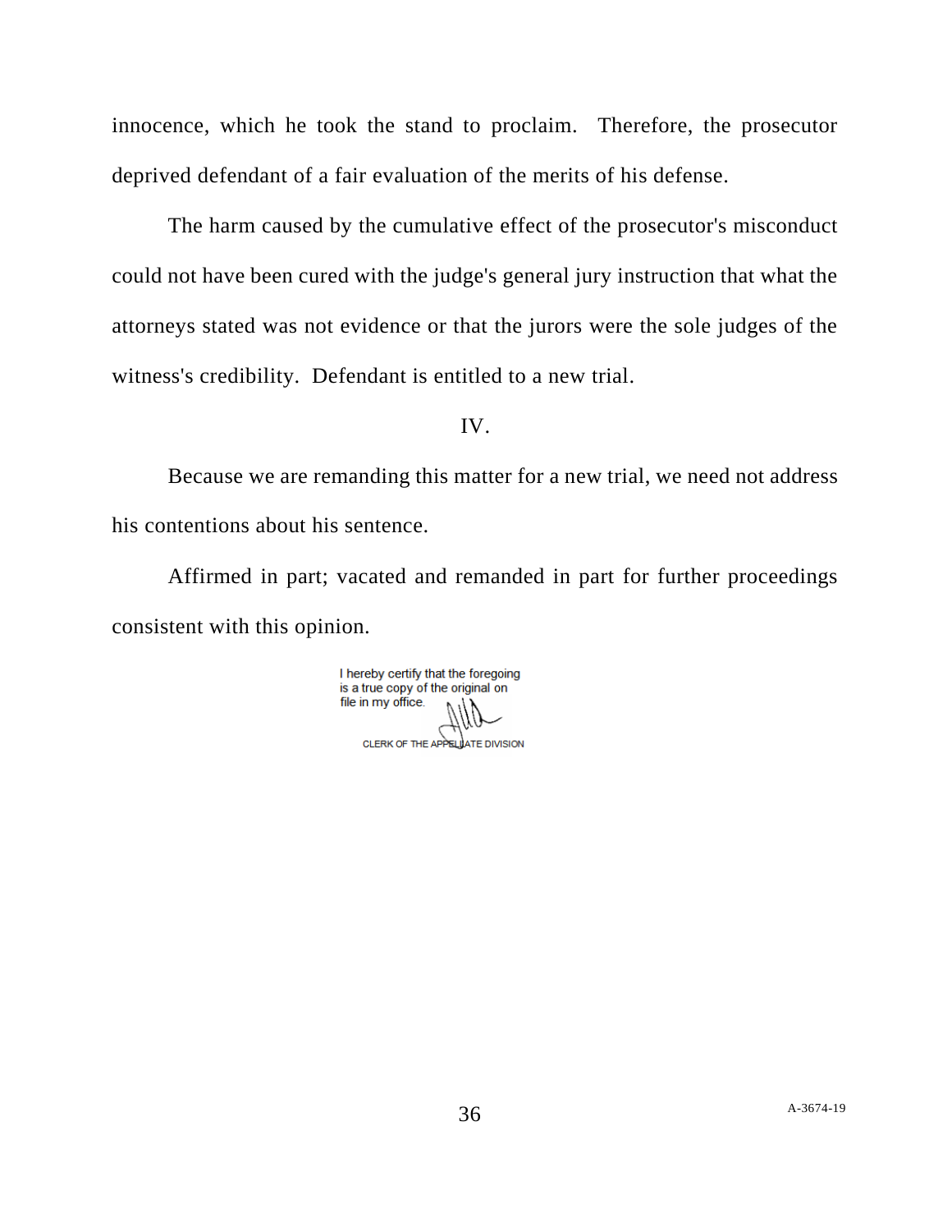innocence, which he took the stand to proclaim. Therefore, the prosecutor deprived defendant of a fair evaluation of the merits of his defense.

The harm caused by the cumulative effect of the prosecutor's misconduct could not have been cured with the judge's general jury instruction that what the attorneys stated was not evidence or that the jurors were the sole judges of the witness's credibility. Defendant is entitled to a new trial.

IV.

Because we are remanding this matter for a new trial, we need not address his contentions about his sentence.

Affirmed in part; vacated and remanded in part for further proceedings consistent with this opinion.

I hereby certify that the foregoing is a true copy of the original on file in my office.

CLERK OF THE APPELLATE DIVISION